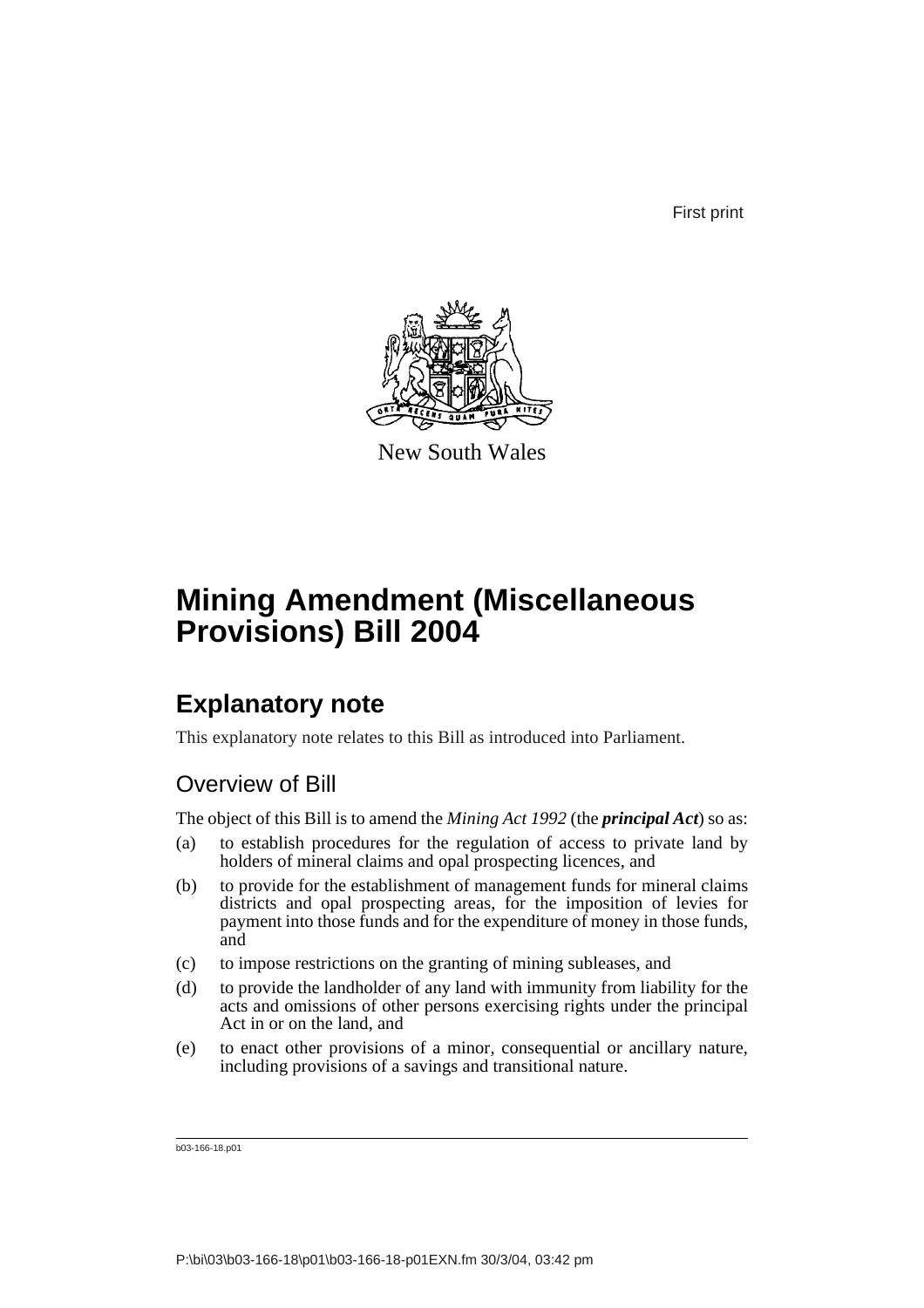First print

New South Wales

# Mining Amendment (Miscellaneous Provisions) Bill 2004

## Explanatory note

This explanatory note relates to this Bill as introduced into Parliament.

### Overview of Bill

The object of this Bill is to amend the *Mining Act 1992* (the ***principal Act***) so as:

(a) to establish procedures for the regulation of access to private land by holders of mineral claims and opal prospecting licences, and

(b) to provide for the establishment of management funds for mineral claims districts and opal prospecting areas, for the imposition of levies for payment into those funds and for the expenditure of money in those funds, and

(c) to impose restrictions on the granting of mining subleases, and

(d) to provide the landholder of any land with immunity from liability for the acts and omissions of other persons exercising rights under the principal Act in or on the land, and

(e) to enact other provisions of a minor, consequential or ancillary nature, including provisions of a savings and transitional nature.

b03-166-18.p01

P:\bi\03\b03-166-18\p01\b03-166-18-p01EXN.fm 30/3/04, 03:42 pm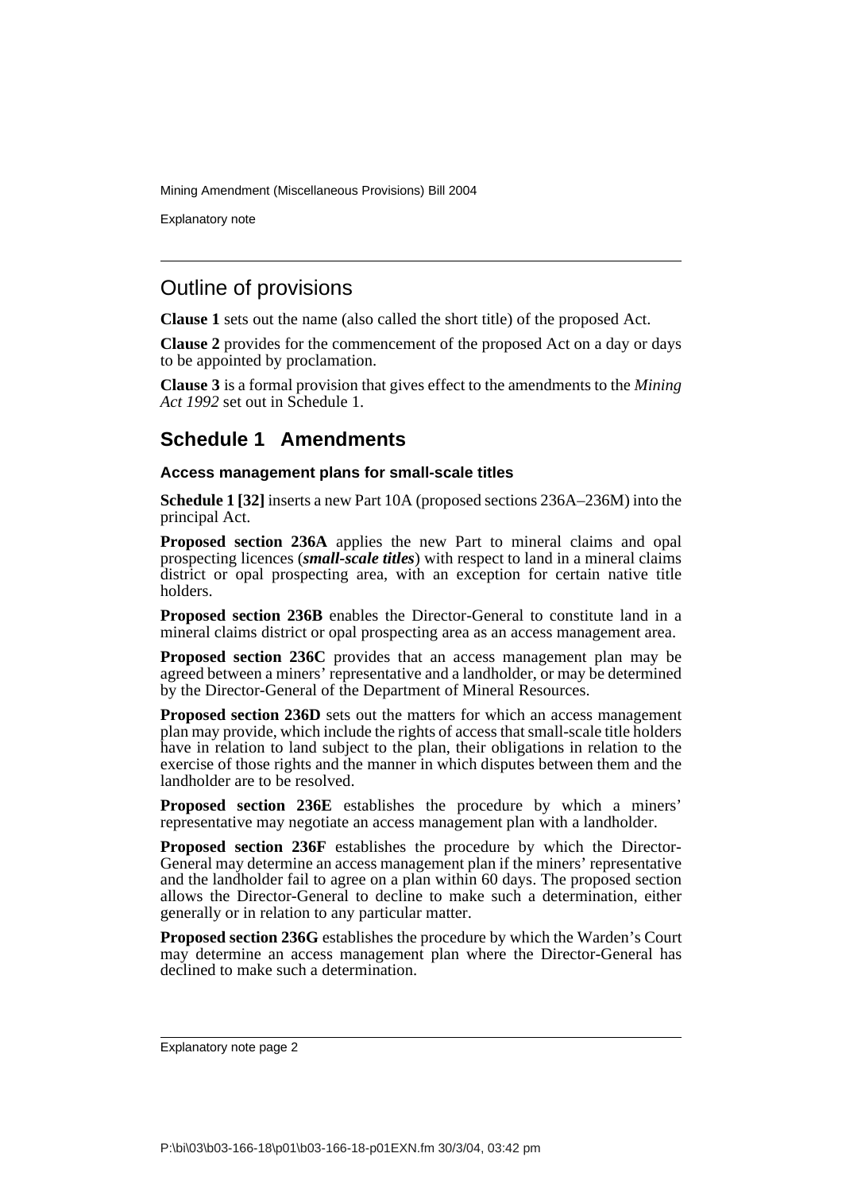## Outline of provisions

**Clause 1** sets out the name (also called the short title) of the proposed Act.

**Clause 2** provides for the commencement of the proposed Act on a day or days to be appointed by proclamation.

**Clause 3** is a formal provision that gives effect to the amendments to the *Mining Act 1992* set out in Schedule 1.

## Schedule 1 Amendments

### Access management plans for small-scale titles

**Schedule 1 [32]** inserts a new Part 10A (proposed sections 236A–236M) into the principal Act.

**Proposed section 236A** applies the new Part to mineral claims and opal prospecting licences (***small-scale titles***) with respect to land in a mineral claims district or opal prospecting area, with an exception for certain native title holders.

**Proposed section 236B** enables the Director-General to constitute land in a mineral claims district or opal prospecting area as an access management area.

**Proposed section 236C** provides that an access management plan may be agreed between a miners' representative and a landholder, or may be determined by the Director-General of the Department of Mineral Resources.

**Proposed section 236D** sets out the matters for which an access management plan may provide, which include the rights of access that small-scale title holders have in relation to land subject to the plan, their obligations in relation to the exercise of those rights and the manner in which disputes between them and the landholder are to be resolved.

**Proposed section 236E** establishes the procedure by which a miners' representative may negotiate an access management plan with a landholder.

**Proposed section 236F** establishes the procedure by which the Director-General may determine an access management plan if the miners' representative and the landholder fail to agree on a plan within 60 days. The proposed section allows the Director-General to decline to make such a determination, either generally or in relation to any particular matter.

**Proposed section 236G** establishes the procedure by which the Warden's Court may determine an access management plan where the Director-General has declined to make such a determination.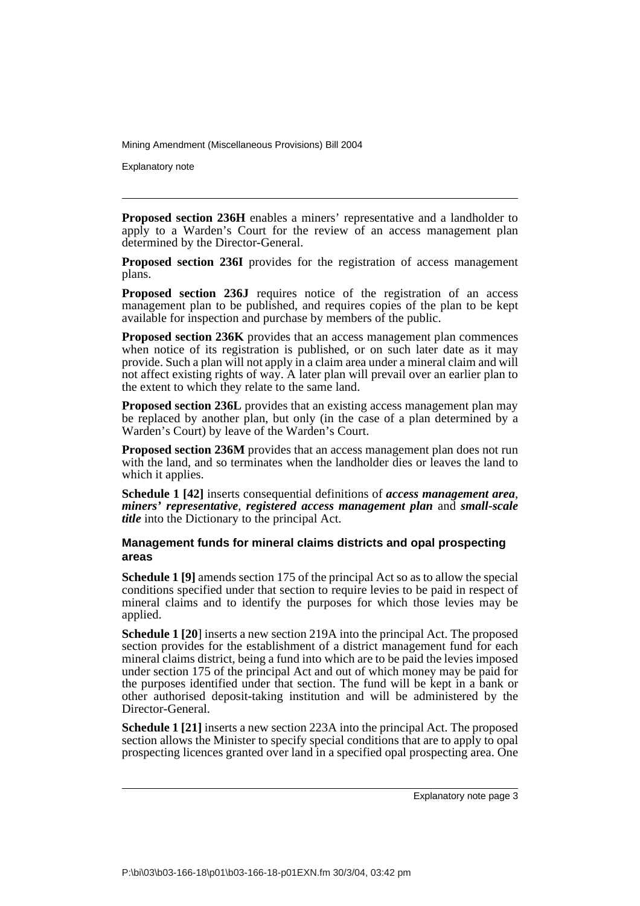**Proposed section 236H** enables a miners' representative and a landholder to apply to a Warden's Court for the review of an access management plan determined by the Director-General.

**Proposed section 236I** provides for the registration of access management plans.

**Proposed section 236J** requires notice of the registration of an access management plan to be published, and requires copies of the plan to be kept available for inspection and purchase by members of the public.

**Proposed section 236K** provides that an access management plan commences when notice of its registration is published, or on such later date as it may provide. Such a plan will not apply in a claim area under a mineral claim and will not affect existing rights of way. A later plan will prevail over an earlier plan to the extent to which they relate to the same land.

**Proposed section 236L** provides that an existing access management plan may be replaced by another plan, but only (in the case of a plan determined by a Warden's Court) by leave of the Warden's Court.

**Proposed section 236M** provides that an access management plan does not run with the land, and so terminates when the landholder dies or leaves the land to which it applies.

**Schedule 1 [42]** inserts consequential definitions of ***access management area***, ***miners' representative***, ***registered access management plan*** and ***small-scale title*** into the Dictionary to the principal Act.

#### Management funds for mineral claims districts and opal prospecting areas

**Schedule 1 [9]** amends section 175 of the principal Act so as to allow the special conditions specified under that section to require levies to be paid in respect of mineral claims and to identify the purposes for which those levies may be applied.

**Schedule 1 [20]** inserts a new section 219A into the principal Act. The proposed section provides for the establishment of a district management fund for each mineral claims district, being a fund into which are to be paid the levies imposed under section 175 of the principal Act and out of which money may be paid for the purposes identified under that section. The fund will be kept in a bank or other authorised deposit-taking institution and will be administered by the Director-General.

**Schedule 1 [21]** inserts a new section 223A into the principal Act. The proposed section allows the Minister to specify special conditions that are to apply to opal prospecting licences granted over land in a specified opal prospecting area. One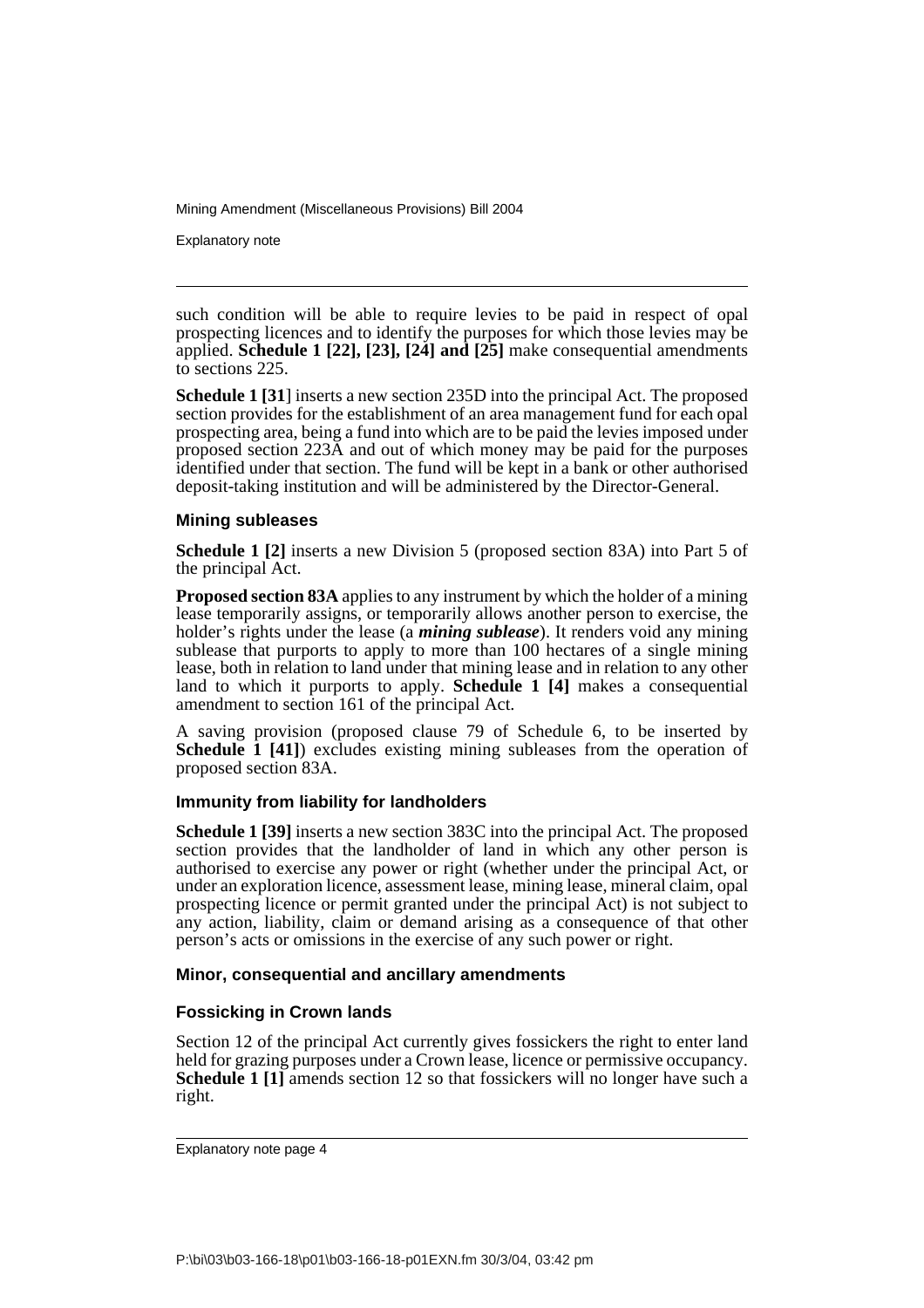such condition will be able to require levies to be paid in respect of opal prospecting licences and to identify the purposes for which those levies may be applied. **Schedule 1 [22], [23], [24] and [25]** make consequential amendments to sections 225.

**Schedule 1 [31]** inserts a new section 235D into the principal Act. The proposed section provides for the establishment of an area management fund for each opal prospecting area, being a fund into which are to be paid the levies imposed under proposed section 223A and out of which money may be paid for the purposes identified under that section. The fund will be kept in a bank or other authorised deposit-taking institution and will be administered by the Director-General.

#### Mining subleases

**Schedule 1 [2]** inserts a new Division 5 (proposed section 83A) into Part 5 of the principal Act.

**Proposed section 83A** applies to any instrument by which the holder of a mining lease temporarily assigns, or temporarily allows another person to exercise, the holder's rights under the lease (a ***mining sublease***). It renders void any mining sublease that purports to apply to more than 100 hectares of a single mining lease, both in relation to land under that mining lease and in relation to any other land to which it purports to apply. **Schedule 1 [4]** makes a consequential amendment to section 161 of the principal Act.

A saving provision (proposed clause 79 of Schedule 6, to be inserted by **Schedule 1 [41]**) excludes existing mining subleases from the operation of proposed section 83A.

#### Immunity from liability for landholders

**Schedule 1 [39]** inserts a new section 383C into the principal Act. The proposed section provides that the landholder of land in which any other person is authorised to exercise any power or right (whether under the principal Act, or under an exploration licence, assessment lease, mining lease, mineral claim, opal prospecting licence or permit granted under the principal Act) is not subject to any action, liability, claim or demand arising as a consequence of that other person's acts or omissions in the exercise of any such power or right.

#### Minor, consequential and ancillary amendments

#### Fossicking in Crown lands

Section 12 of the principal Act currently gives fossickers the right to enter land held for grazing purposes under a Crown lease, licence or permissive occupancy. **Schedule 1 [1]** amends section 12 so that fossickers will no longer have such a right.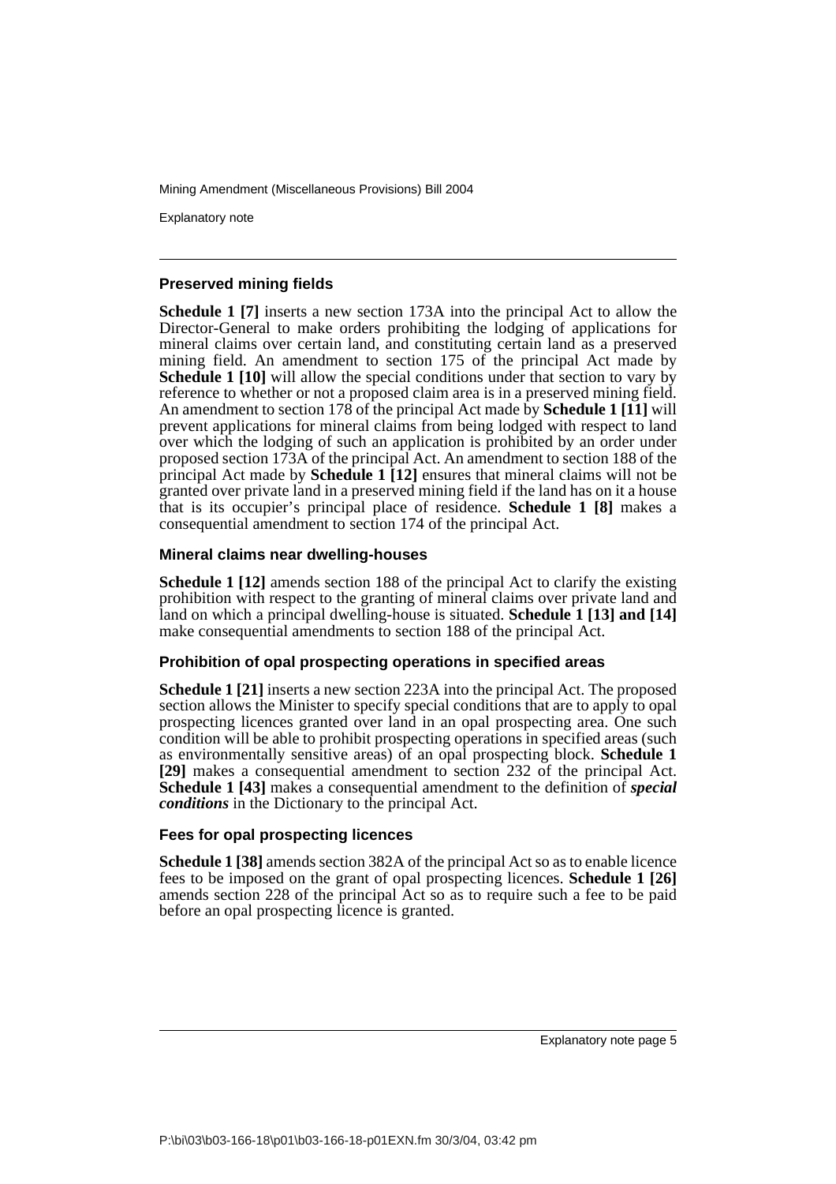### Preserved mining fields

**Schedule 1 [7]** inserts a new section 173A into the principal Act to allow the Director-General to make orders prohibiting the lodging of applications for mineral claims over certain land, and constituting certain land as a preserved mining field. An amendment to section 175 of the principal Act made by **Schedule 1 [10]** will allow the special conditions under that section to vary by reference to whether or not a proposed claim area is in a preserved mining field. An amendment to section 178 of the principal Act made by **Schedule 1 [11]** will prevent applications for mineral claims from being lodged with respect to land over which the lodging of such an application is prohibited by an order under proposed section 173A of the principal Act. An amendment to section 188 of the principal Act made by **Schedule 1 [12]** ensures that mineral claims will not be granted over private land in a preserved mining field if the land has on it a house that is its occupier's principal place of residence. **Schedule 1 [8]** makes a consequential amendment to section 174 of the principal Act.

### Mineral claims near dwelling-houses

**Schedule 1 [12]** amends section 188 of the principal Act to clarify the existing prohibition with respect to the granting of mineral claims over private land and land on which a principal dwelling-house is situated. **Schedule 1 [13] and [14]** make consequential amendments to section 188 of the principal Act.

### Prohibition of opal prospecting operations in specified areas

**Schedule 1 [21]** inserts a new section 223A into the principal Act. The proposed section allows the Minister to specify special conditions that are to apply to opal prospecting licences granted over land in an opal prospecting area. One such condition will be able to prohibit prospecting operations in specified areas (such as environmentally sensitive areas) of an opal prospecting block. **Schedule 1 [29]** makes a consequential amendment to section 232 of the principal Act. **Schedule 1 [43]** makes a consequential amendment to the definition of ***special conditions*** in the Dictionary to the principal Act.

### Fees for opal prospecting licences

**Schedule 1 [38]** amends section 382A of the principal Act so as to enable licence fees to be imposed on the grant of opal prospecting licences. **Schedule 1 [26]** amends section 228 of the principal Act so as to require such a fee to be paid before an opal prospecting licence is granted.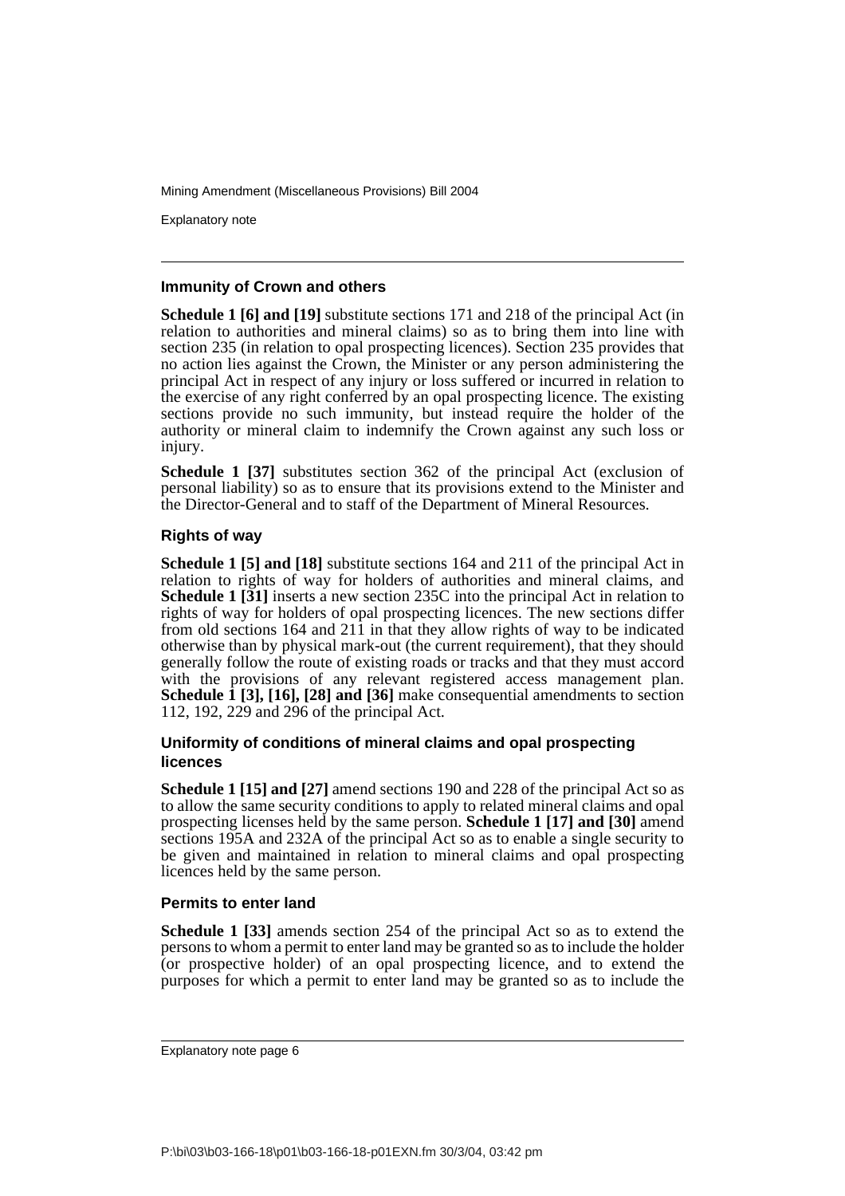### Immunity of Crown and others

**Schedule 1 [6] and [19]** substitute sections 171 and 218 of the principal Act (in relation to authorities and mineral claims) so as to bring them into line with section 235 (in relation to opal prospecting licences). Section 235 provides that no action lies against the Crown, the Minister or any person administering the principal Act in respect of any injury or loss suffered or incurred in relation to the exercise of any right conferred by an opal prospecting licence. The existing sections provide no such immunity, but instead require the holder of the authority or mineral claim to indemnify the Crown against any such loss or injury.

**Schedule 1 [37]** substitutes section 362 of the principal Act (exclusion of personal liability) so as to ensure that its provisions extend to the Minister and the Director-General and to staff of the Department of Mineral Resources.

### Rights of way

**Schedule 1 [5] and [18]** substitute sections 164 and 211 of the principal Act in relation to rights of way for holders of authorities and mineral claims, and **Schedule 1 [31]** inserts a new section 235C into the principal Act in relation to rights of way for holders of opal prospecting licences. The new sections differ from old sections 164 and 211 in that they allow rights of way to be indicated otherwise than by physical mark-out (the current requirement), that they should generally follow the route of existing roads or tracks and that they must accord with the provisions of any relevant registered access management plan. **Schedule 1 [3], [16], [28] and [36]** make consequential amendments to section 112, 192, 229 and 296 of the principal Act.

### Uniformity of conditions of mineral claims and opal prospecting licences

**Schedule 1 [15] and [27]** amend sections 190 and 228 of the principal Act so as to allow the same security conditions to apply to related mineral claims and opal prospecting licenses held by the same person. **Schedule 1 [17] and [30]** amend sections 195A and 232A of the principal Act so as to enable a single security to be given and maintained in relation to mineral claims and opal prospecting licences held by the same person.

### Permits to enter land

**Schedule 1 [33]** amends section 254 of the principal Act so as to extend the persons to whom a permit to enter land may be granted so as to include the holder (or prospective holder) of an opal prospecting licence, and to extend the purposes for which a permit to enter land may be granted so as to include the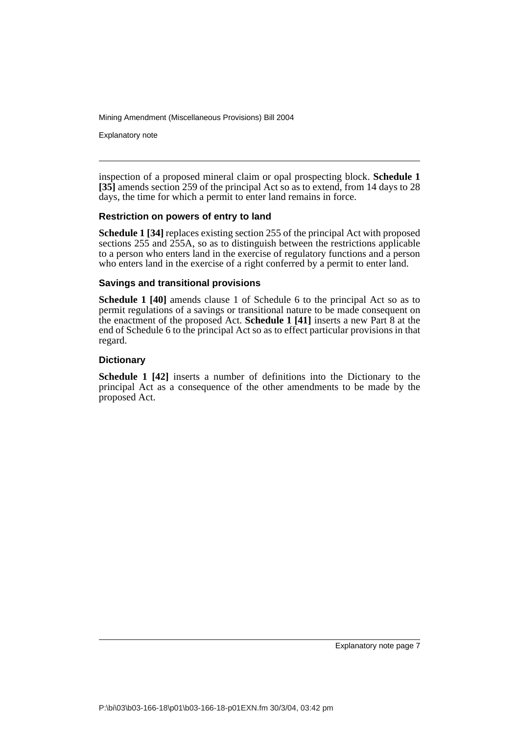inspection of a proposed mineral claim or opal prospecting block. **Schedule 1 [35]** amends section 259 of the principal Act so as to extend, from 14 days to 28 days, the time for which a permit to enter land remains in force.

### Restriction on powers of entry to land

**Schedule 1 [34]** replaces existing section 255 of the principal Act with proposed sections 255 and 255A, so as to distinguish between the restrictions applicable to a person who enters land in the exercise of regulatory functions and a person who enters land in the exercise of a right conferred by a permit to enter land.

### Savings and transitional provisions

**Schedule 1 [40]** amends clause 1 of Schedule 6 to the principal Act so as to permit regulations of a savings or transitional nature to be made consequent on the enactment of the proposed Act. **Schedule 1 [41]** inserts a new Part 8 at the end of Schedule 6 to the principal Act so as to effect particular provisions in that regard.

### Dictionary

**Schedule 1 [42]** inserts a number of definitions into the Dictionary to the principal Act as a consequence of the other amendments to be made by the proposed Act.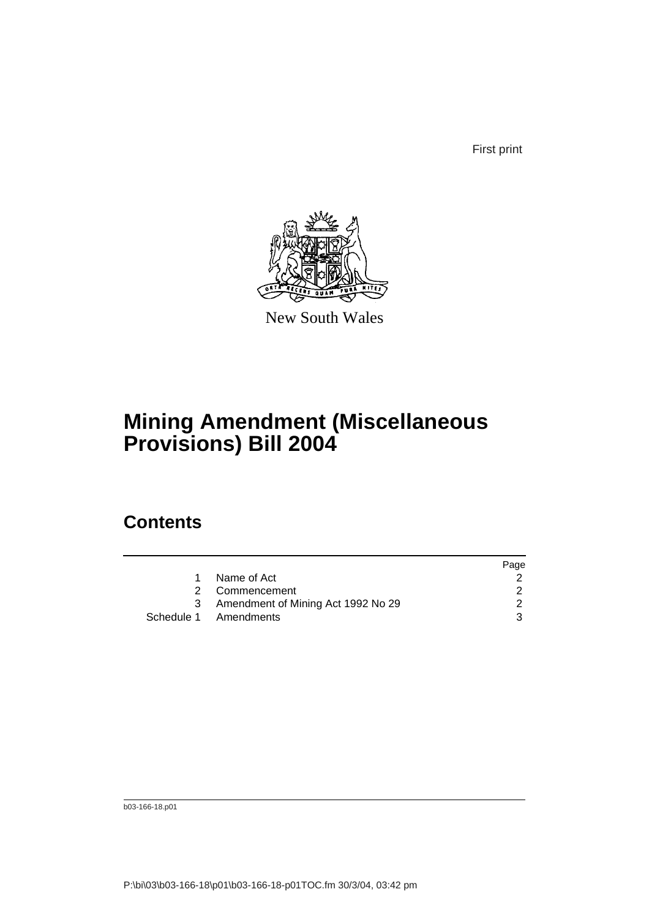First print

New South Wales

# Mining Amendment (Miscellaneous Provisions) Bill 2004

## Contents

| | | Page |
|---|---|---|
| 1 | Name of Act | 2 |
| 2 | Commencement | 2 |
| 3 | Amendment of Mining Act 1992 No 29 | 2 |
| Schedule 1 | Amendments | 3 |

b03-166-18.p01

P:\bi\03\b03-166-18\p01\b03-166-18-p01TOC.fm 30/3/04, 03:42 pm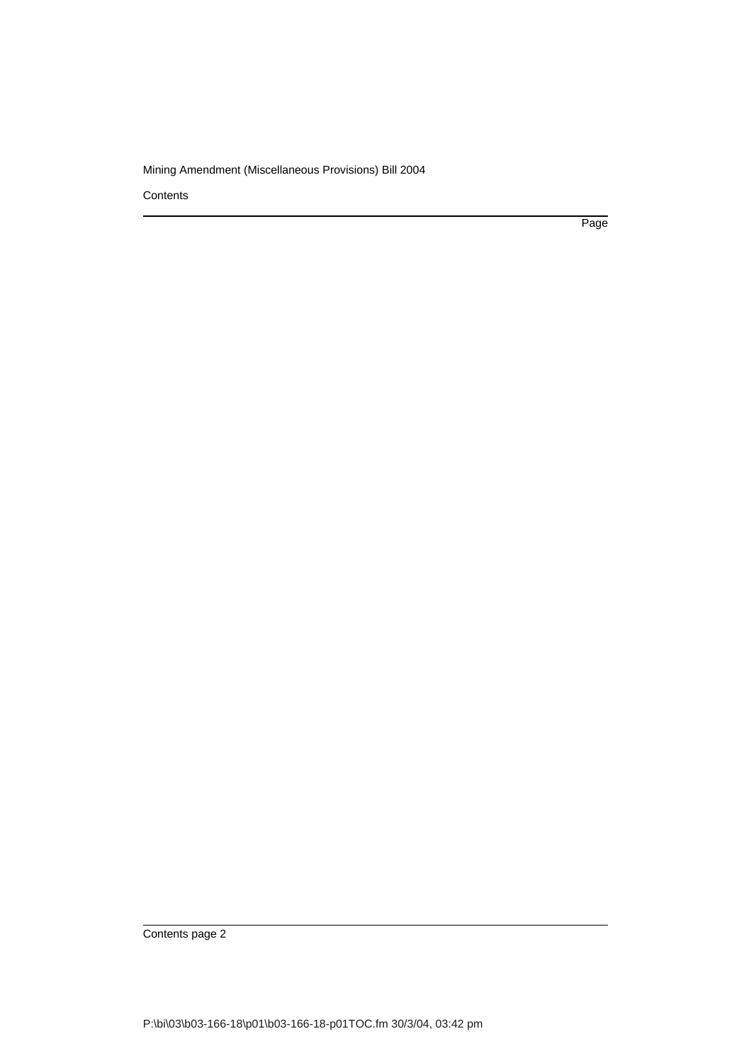Contents

Page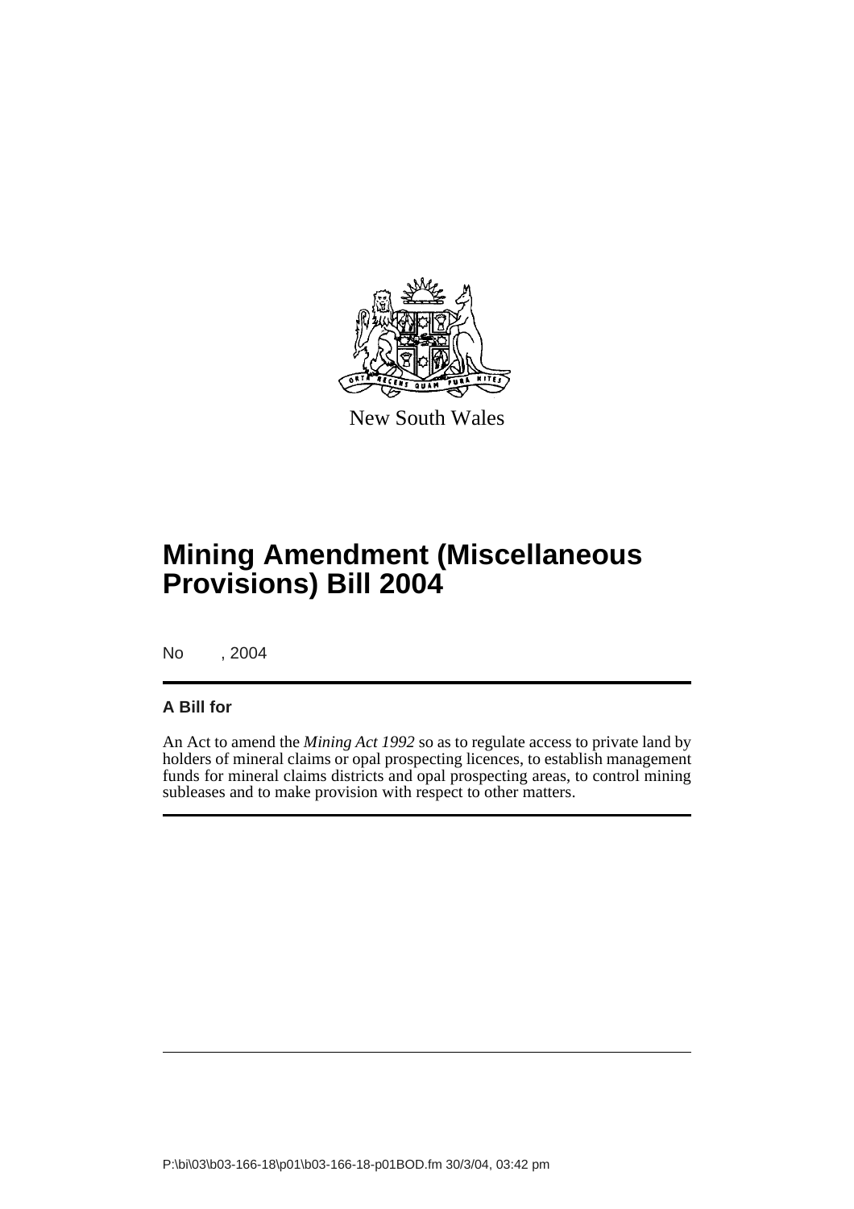New South Wales

# Mining Amendment (Miscellaneous Provisions) Bill 2004

No , 2004

### A Bill for

An Act to amend the *Mining Act 1992* so as to regulate access to private land by holders of mineral claims or opal prospecting licences, to establish management funds for mineral claims districts and opal prospecting areas, to control mining subleases and to make provision with respect to other matters.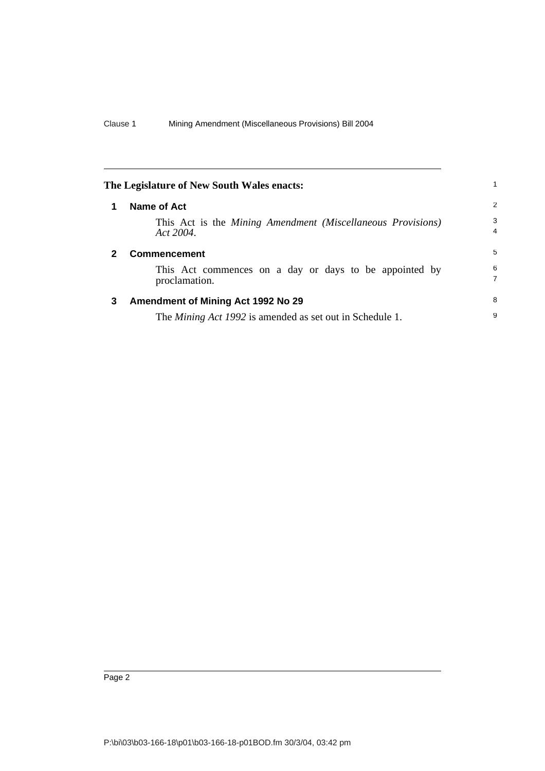**The Legislature of New South Wales enacts:**

## 1 Name of Act

This Act is the *Mining Amendment (Miscellaneous Provisions) Act 2004*.

## 2 Commencement

This Act commences on a day or days to be appointed by proclamation.

## 3 Amendment of Mining Act 1992 No 29

The *Mining Act 1992* is amended as set out in Schedule 1.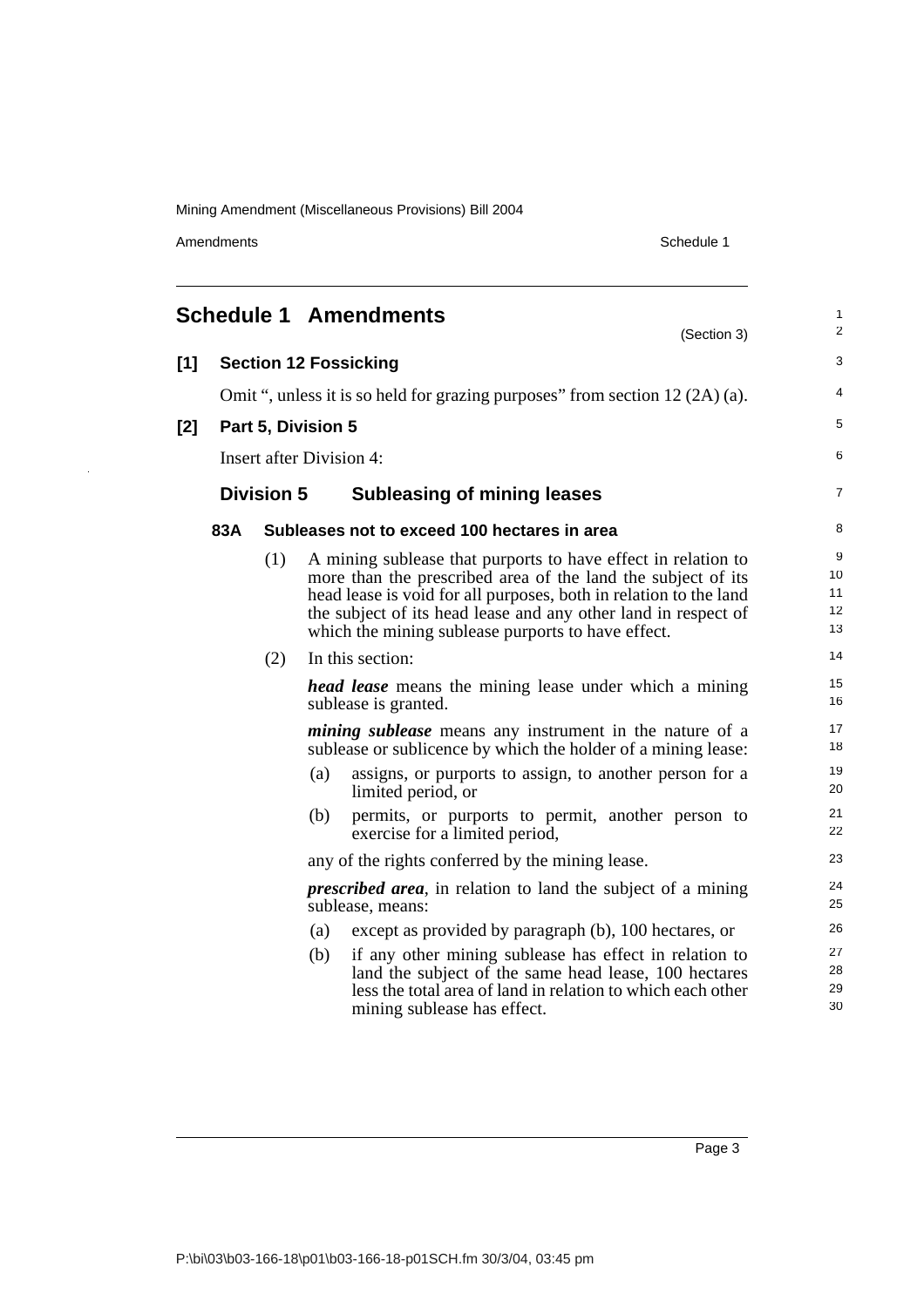# Schedule 1 Amendments

(Section 3)

**[1] Section 12 Fossicking**

Omit ", unless it is so held for grazing purposes" from section 12 (2A) (a).

**[2] Part 5, Division 5**

Insert after Division 4:

## Division 5 Subleasing of mining leases

### 83A Subleases not to exceed 100 hectares in area

(1) A mining sublease that purports to have effect in relation to more than the prescribed area of the land the subject of its head lease is void for all purposes, both in relation to the land the subject of its head lease and any other land in respect of which the mining sublease purports to have effect.

(2) In this section:

***head lease*** means the mining lease under which a mining sublease is granted.

***mining sublease*** means any instrument in the nature of a sublease or sublicence by which the holder of a mining lease:

(a) assigns, or purports to assign, to another person for a limited period, or

(b) permits, or purports to permit, another person to exercise for a limited period,

any of the rights conferred by the mining lease.

***prescribed area***, in relation to land the subject of a mining sublease, means:

(a) except as provided by paragraph (b), 100 hectares, or

(b) if any other mining sublease has effect in relation to land the subject of the same head lease, 100 hectares less the total area of land in relation to which each other mining sublease has effect.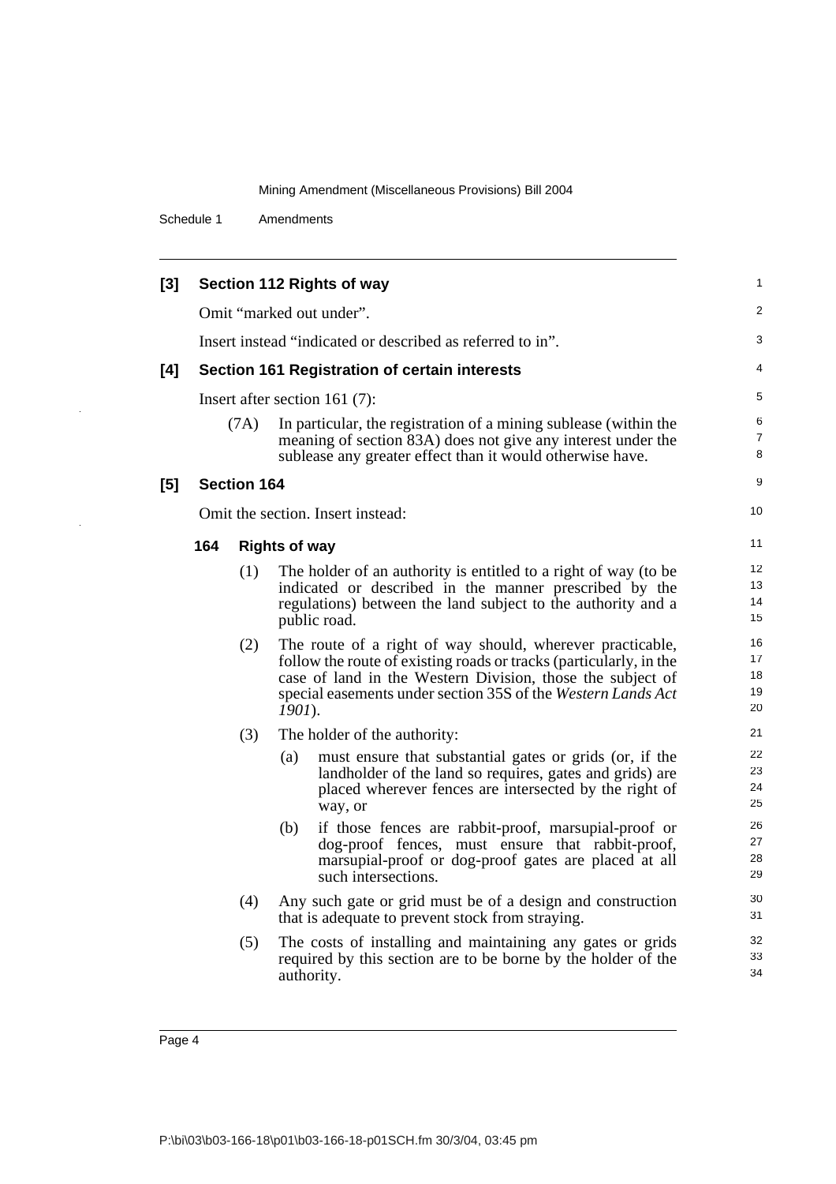**[3] Section 112 Rights of way**

Omit "marked out under".

Insert instead "indicated or described as referred to in".

**[4] Section 161 Registration of certain interests**

Insert after section 161 (7):

(7A) In particular, the registration of a mining sublease (within the meaning of section 83A) does not give any interest under the sublease any greater effect than it would otherwise have.

**[5] Section 164**

Omit the section. Insert instead:

**164 Rights of way**

(1) The holder of an authority is entitled to a right of way (to be indicated or described in the manner prescribed by the regulations) between the land subject to the authority and a public road.

(2) The route of a right of way should, wherever practicable, follow the route of existing roads or tracks (particularly, in the case of land in the Western Division, those the subject of special easements under section 35S of the *Western Lands Act 1901*).

(3) The holder of the authority:

(a) must ensure that substantial gates or grids (or, if the landholder of the land so requires, gates and grids) are placed wherever fences are intersected by the right of way, or

(b) if those fences are rabbit-proof, marsupial-proof or dog-proof fences, must ensure that rabbit-proof, marsupial-proof or dog-proof gates are placed at all such intersections.

(4) Any such gate or grid must be of a design and construction that is adequate to prevent stock from straying.

(5) The costs of installing and maintaining any gates or grids required by this section are to be borne by the holder of the authority.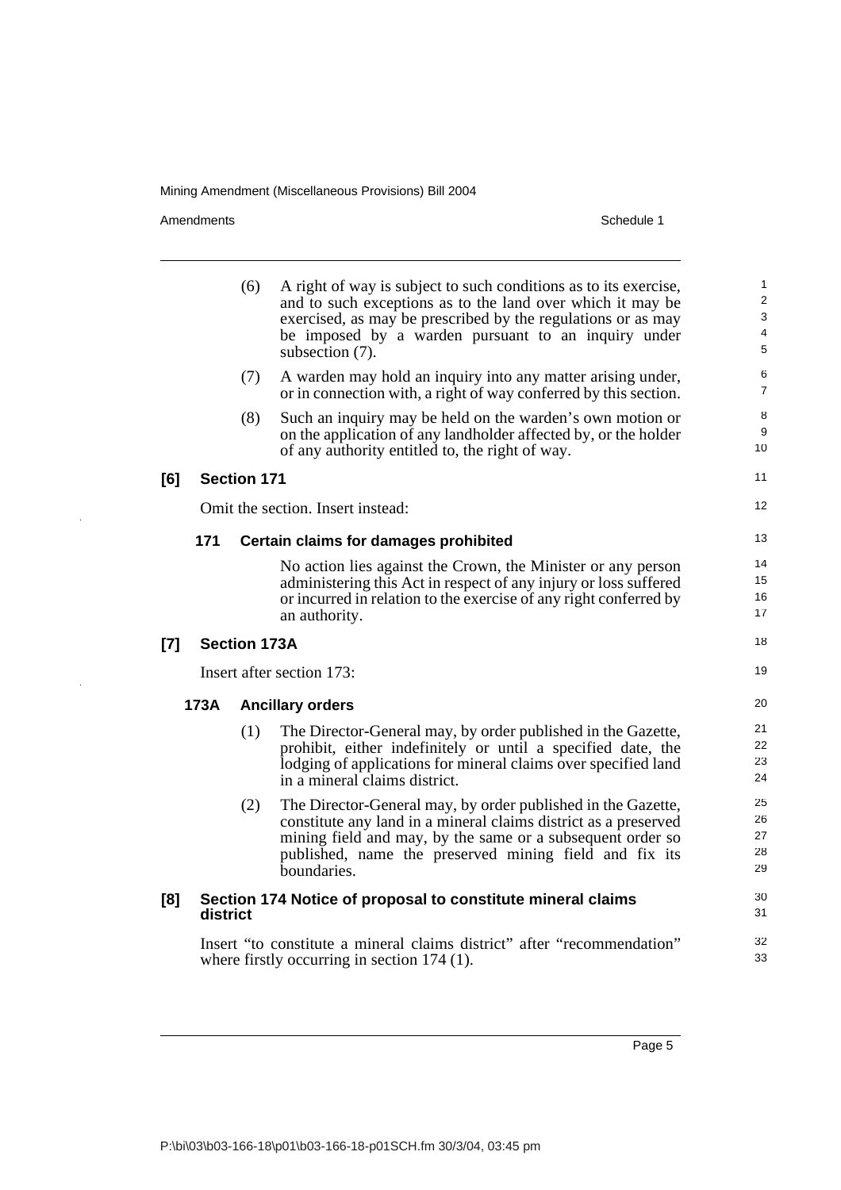(6) A right of way is subject to such conditions as to its exercise, and to such exceptions as to the land over which it may be exercised, as may be prescribed by the regulations or as may be imposed by a warden pursuant to an inquiry under subsection (7).

(7) A warden may hold an inquiry into any matter arising under, or in connection with, a right of way conferred by this section.

(8) Such an inquiry may be held on the warden's own motion or on the application of any landholder affected by, or the holder of any authority entitled to, the right of way.

**[6] Section 171**

Omit the section. Insert instead:

**171 Certain claims for damages prohibited**

No action lies against the Crown, the Minister or any person administering this Act in respect of any injury or loss suffered or incurred in relation to the exercise of any right conferred by an authority.

**[7] Section 173A**

Insert after section 173:

**173A Ancillary orders**

(1) The Director-General may, by order published in the Gazette, prohibit, either indefinitely or until a specified date, the lodging of applications for mineral claims over specified land in a mineral claims district.

(2) The Director-General may, by order published in the Gazette, constitute any land in a mineral claims district as a preserved mining field and may, by the same or a subsequent order so published, name the preserved mining field and fix its boundaries.

**[8] Section 174 Notice of proposal to constitute mineral claims district**

Insert "to constitute a mineral claims district" after "recommendation" where firstly occurring in section 174 (1).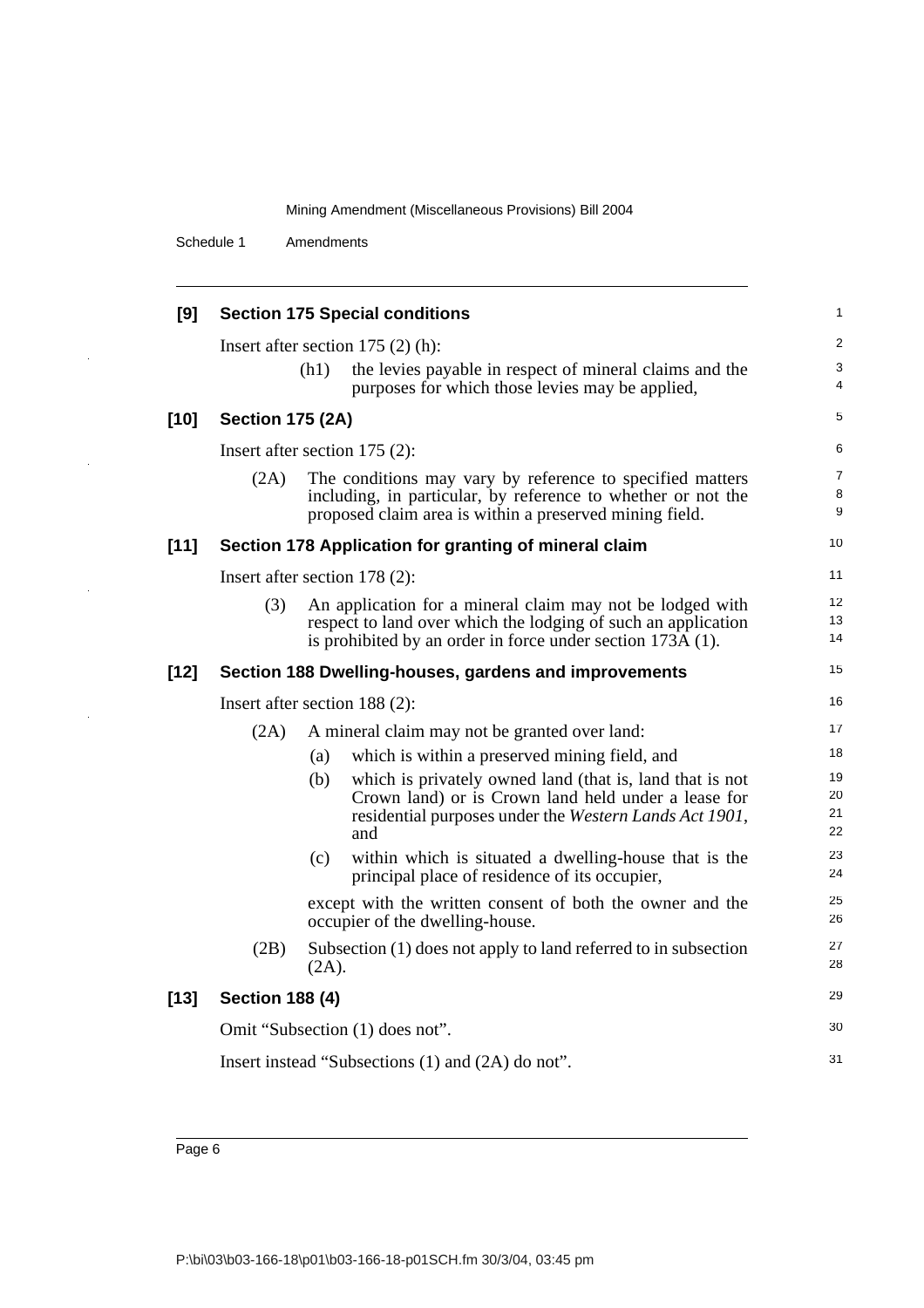### [9] Section 175 Special conditions

Insert after section 175 (2) (h):

(h1) the levies payable in respect of mineral claims and the purposes for which those levies may be applied,

### [10] Section 175 (2A)

Insert after section 175 (2):

(2A) The conditions may vary by reference to specified matters including, in particular, by reference to whether or not the proposed claim area is within a preserved mining field.

### [11] Section 178 Application for granting of mineral claim

Insert after section 178 (2):

(3) An application for a mineral claim may not be lodged with respect to land over which the lodging of such an application is prohibited by an order in force under section 173A (1).

### [12] Section 188 Dwelling-houses, gardens and improvements

Insert after section 188 (2):

(2A) A mineral claim may not be granted over land:

(a) which is within a preserved mining field, and

(b) which is privately owned land (that is, land that is not Crown land) or is Crown land held under a lease for residential purposes under the *Western Lands Act 1901*, and

(c) within which is situated a dwelling-house that is the principal place of residence of its occupier,

except with the written consent of both the owner and the occupier of the dwelling-house.

(2B) Subsection (1) does not apply to land referred to in subsection (2A).

### [13] Section 188 (4)

Omit "Subsection (1) does not".

Insert instead "Subsections (1) and (2A) do not".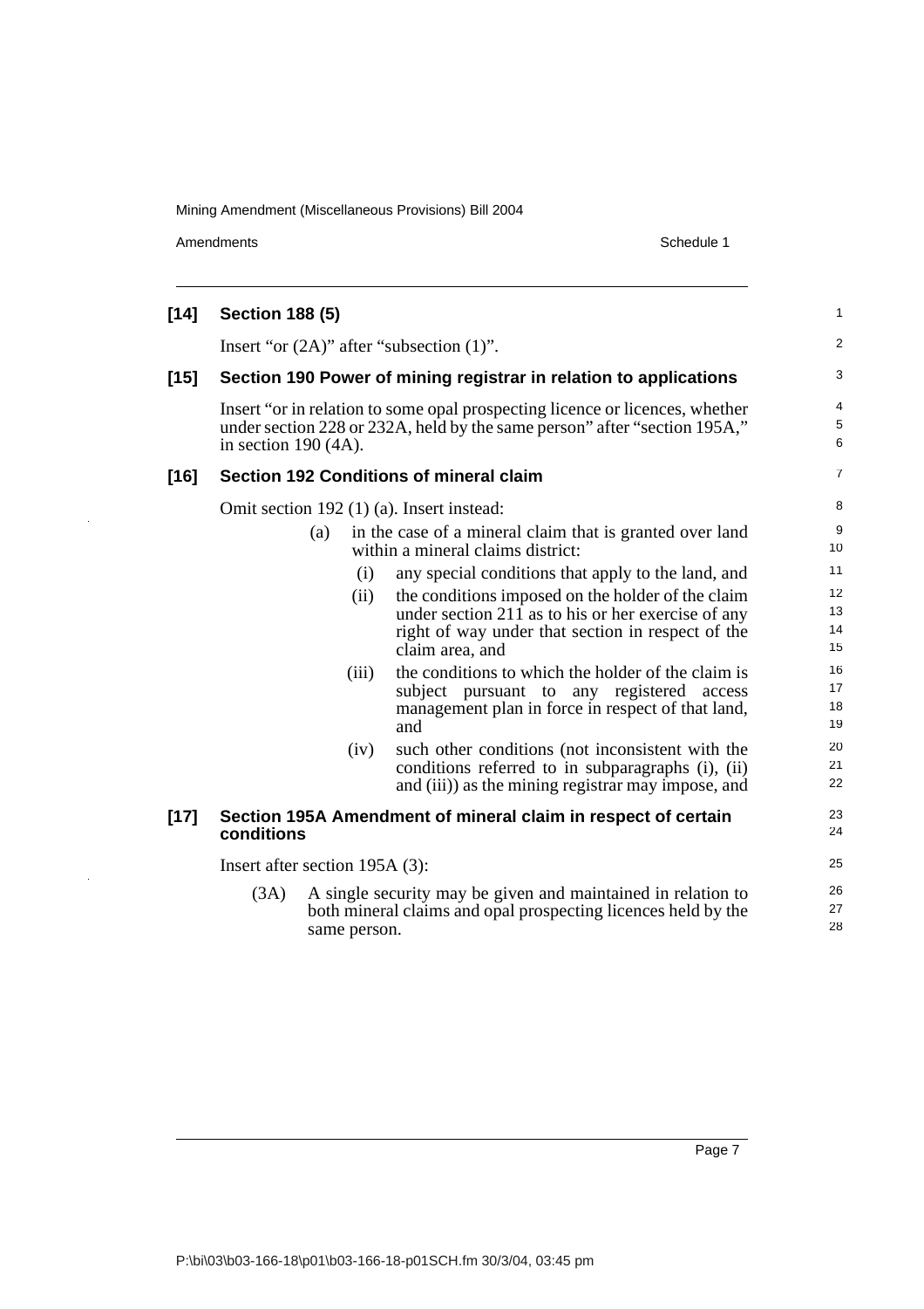**[14] Section 188 (5)**

Insert "or (2A)" after "subsection (1)".

**[15] Section 190 Power of mining registrar in relation to applications**

Insert "or in relation to some opal prospecting licence or licences, whether under section 228 or 232A, held by the same person" after "section 195A," in section 190 (4A).

**[16] Section 192 Conditions of mineral claim**

Omit section 192 (1) (a). Insert instead:

- (a) in the case of a mineral claim that is granted over land within a mineral claims district:
  - (i) any special conditions that apply to the land, and
  - (ii) the conditions imposed on the holder of the claim under section 211 as to his or her exercise of any right of way under that section in respect of the claim area, and
  - (iii) the conditions to which the holder of the claim is subject pursuant to any registered access management plan in force in respect of that land, and
  - (iv) such other conditions (not inconsistent with the conditions referred to in subparagraphs (i), (ii) and (iii)) as the mining registrar may impose, and

**[17] Section 195A Amendment of mineral claim in respect of certain conditions**

Insert after section 195A (3):

(3A) A single security may be given and maintained in relation to both mineral claims and opal prospecting licences held by the same person.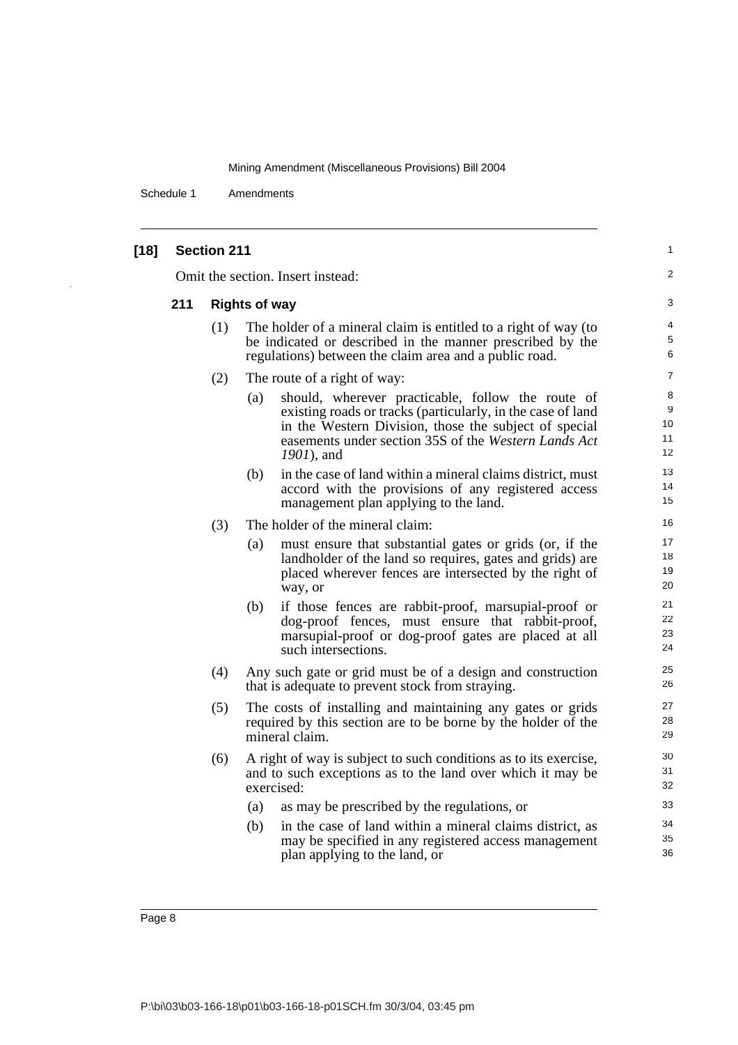## [18] Section 211

Omit the section. Insert instead:

### 211 Rights of way

(1) The holder of a mineral claim is entitled to a right of way (to be indicated or described in the manner prescribed by the regulations) between the claim area and a public road.

(2) The route of a right of way:

- (a) should, wherever practicable, follow the route of existing roads or tracks (particularly, in the case of land in the Western Division, those the subject of special easements under section 35S of the *Western Lands Act 1901*), and
- (b) in the case of land within a mineral claims district, must accord with the provisions of any registered access management plan applying to the land.

(3) The holder of the mineral claim:

- (a) must ensure that substantial gates or grids (or, if the landholder of the land so requires, gates and grids) are placed wherever fences are intersected by the right of way, or
- (b) if those fences are rabbit-proof, marsupial-proof or dog-proof fences, must ensure that rabbit-proof, marsupial-proof or dog-proof gates are placed at all such intersections.

(4) Any such gate or grid must be of a design and construction that is adequate to prevent stock from straying.

(5) The costs of installing and maintaining any gates or grids required by this section are to be borne by the holder of the mineral claim.

(6) A right of way is subject to such conditions as to its exercise, and to such exceptions as to the land over which it may be exercised:

- (a) as may be prescribed by the regulations, or
- (b) in the case of land within a mineral claims district, as may be specified in any registered access management plan applying to the land, or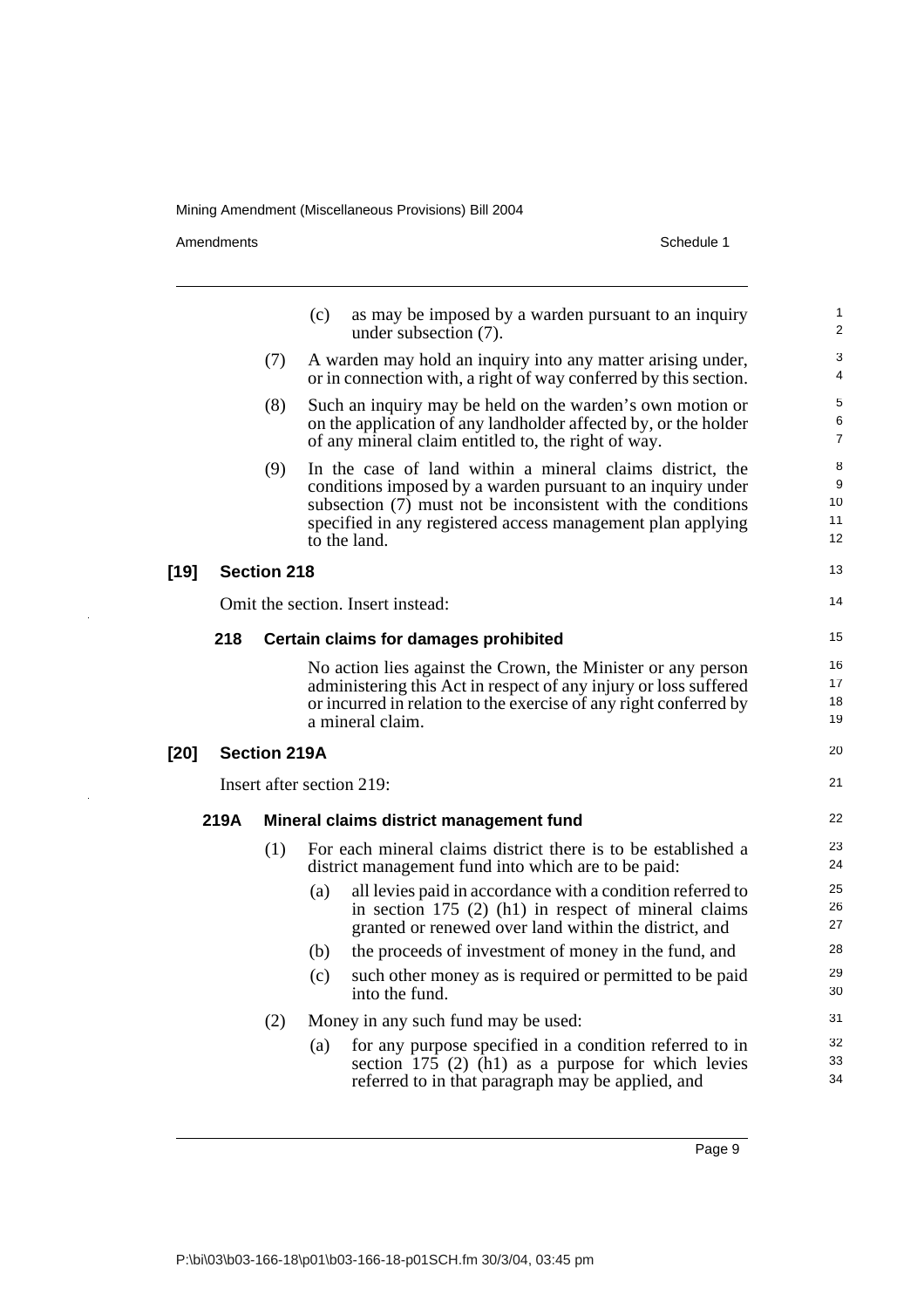(c) as may be imposed by a warden pursuant to an inquiry under subsection (7).

(7) A warden may hold an inquiry into any matter arising under, or in connection with, a right of way conferred by this section.

(8) Such an inquiry may be held on the warden's own motion or on the application of any landholder affected by, or the holder of any mineral claim entitled to, the right of way.

(9) In the case of land within a mineral claims district, the conditions imposed by a warden pursuant to an inquiry under subsection (7) must not be inconsistent with the conditions specified in any registered access management plan applying to the land.

**[19] Section 218**

Omit the section. Insert instead:

**218 Certain claims for damages prohibited**

No action lies against the Crown, the Minister or any person administering this Act in respect of any injury or loss suffered or incurred in relation to the exercise of any right conferred by a mineral claim.

**[20] Section 219A**

Insert after section 219:

**219A Mineral claims district management fund**

(1) For each mineral claims district there is to be established a district management fund into which are to be paid:

(a) all levies paid in accordance with a condition referred to in section 175 (2) (h1) in respect of mineral claims granted or renewed over land within the district, and

(b) the proceeds of investment of money in the fund, and

(c) such other money as is required or permitted to be paid into the fund.

(2) Money in any such fund may be used:

(a) for any purpose specified in a condition referred to in section 175 (2) (h1) as a purpose for which levies referred to in that paragraph may be applied, and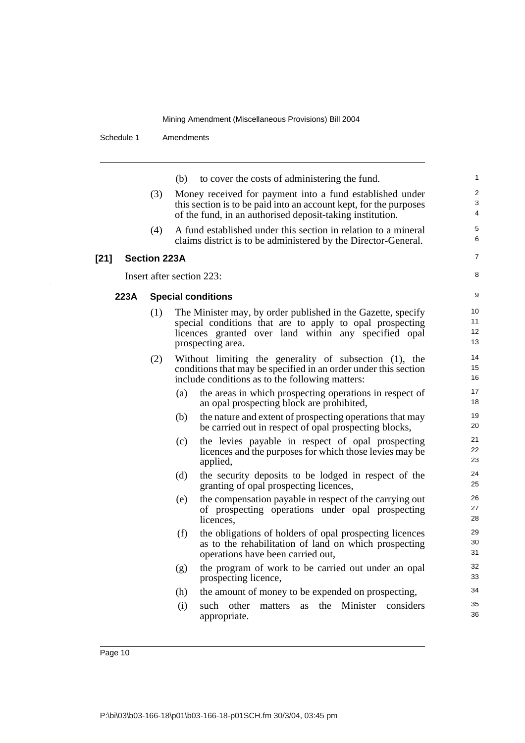(b) to cover the costs of administering the fund.

(3) Money received for payment into a fund established under this section is to be paid into an account kept, for the purposes of the fund, in an authorised deposit-taking institution.

(4) A fund established under this section in relation to a mineral claims district is to be administered by the Director-General.

**[21] Section 223A**

Insert after section 223:

**223A Special conditions**

(1) The Minister may, by order published in the Gazette, specify special conditions that are to apply to opal prospecting licences granted over land within any specified opal prospecting area.

(2) Without limiting the generality of subsection (1), the conditions that may be specified in an order under this section include conditions as to the following matters:

(a) the areas in which prospecting operations in respect of an opal prospecting block are prohibited,

(b) the nature and extent of prospecting operations that may be carried out in respect of opal prospecting blocks,

(c) the levies payable in respect of opal prospecting licences and the purposes for which those levies may be applied,

(d) the security deposits to be lodged in respect of the granting of opal prospecting licences,

(e) the compensation payable in respect of the carrying out of prospecting operations under opal prospecting licences,

(f) the obligations of holders of opal prospecting licences as to the rehabilitation of land on which prospecting operations have been carried out,

(g) the program of work to be carried out under an opal prospecting licence,

(h) the amount of money to be expended on prospecting,

(i) such other matters as the Minister considers appropriate.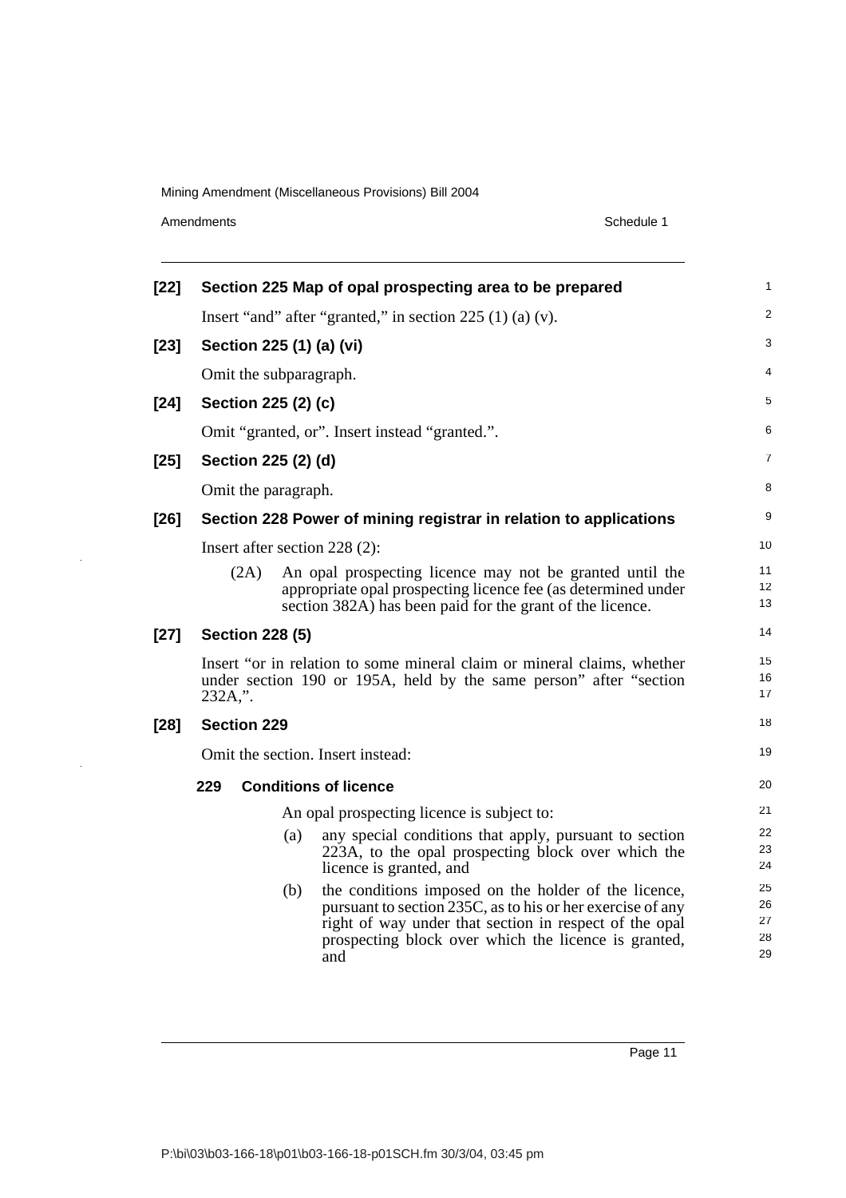**[22] Section 225 Map of opal prospecting area to be prepared**

Insert "and" after "granted," in section 225 (1) (a) (v).

**[23] Section 225 (1) (a) (vi)**

Omit the subparagraph.

**[24] Section 225 (2) (c)**

Omit "granted, or". Insert instead "granted.".

**[25] Section 225 (2) (d)**

Omit the paragraph.

**[26] Section 228 Power of mining registrar in relation to applications**

Insert after section 228 (2):

(2A) An opal prospecting licence may not be granted until the appropriate opal prospecting licence fee (as determined under section 382A) has been paid for the grant of the licence.

**[27] Section 228 (5)**

Insert "or in relation to some mineral claim or mineral claims, whether under section 190 or 195A, held by the same person" after "section 232A,".

**[28] Section 229**

Omit the section. Insert instead:

**229 Conditions of licence**

An opal prospecting licence is subject to:

(a) any special conditions that apply, pursuant to section 223A, to the opal prospecting block over which the licence is granted, and

(b) the conditions imposed on the holder of the licence, pursuant to section 235C, as to his or her exercise of any right of way under that section in respect of the opal prospecting block over which the licence is granted, and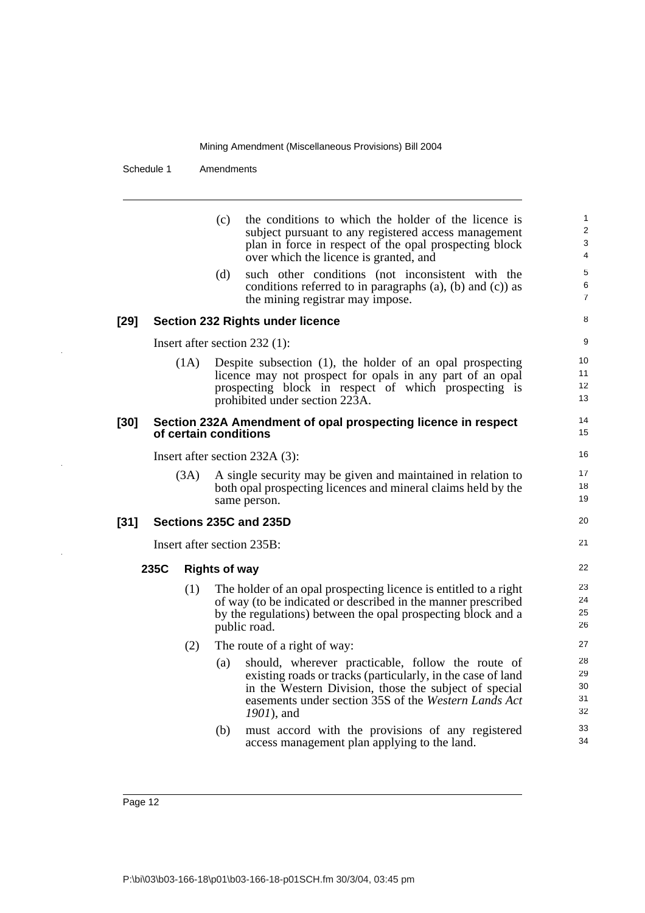(c) the conditions to which the holder of the licence is subject pursuant to any registered access management plan in force in respect of the opal prospecting block over which the licence is granted, and

(d) such other conditions (not inconsistent with the conditions referred to in paragraphs (a), (b) and (c)) as the mining registrar may impose.

### [29] Section 232 Rights under licence

Insert after section 232 (1):

(1A) Despite subsection (1), the holder of an opal prospecting licence may not prospect for opals in any part of an opal prospecting block in respect of which prospecting is prohibited under section 223A.

### [30] Section 232A Amendment of opal prospecting licence in respect of certain conditions

Insert after section 232A (3):

(3A) A single security may be given and maintained in relation to both opal prospecting licences and mineral claims held by the same person.

### [31] Sections 235C and 235D

Insert after section 235B:

#### 235C Rights of way

(1) The holder of an opal prospecting licence is entitled to a right of way (to be indicated or described in the manner prescribed by the regulations) between the opal prospecting block and a public road.

(2) The route of a right of way:

(a) should, wherever practicable, follow the route of existing roads or tracks (particularly, in the case of land in the Western Division, those the subject of special easements under section 35S of the *Western Lands Act 1901*), and

(b) must accord with the provisions of any registered access management plan applying to the land.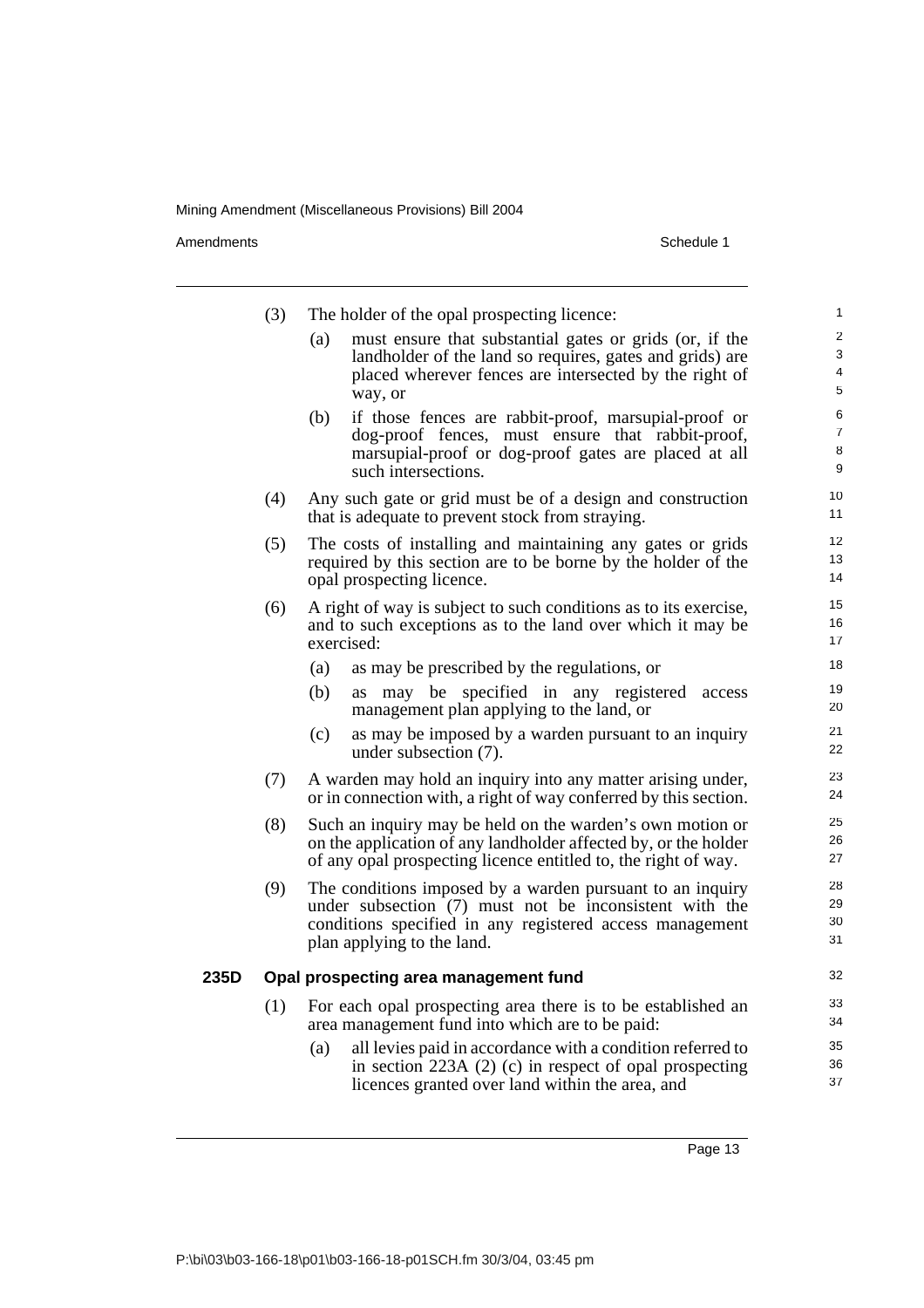(3) The holder of the opal prospecting licence:

(a) must ensure that substantial gates or grids (or, if the landholder of the land so requires, gates and grids) are placed wherever fences are intersected by the right of way, or

(b) if those fences are rabbit-proof, marsupial-proof or dog-proof fences, must ensure that rabbit-proof, marsupial-proof or dog-proof gates are placed at all such intersections.

(4) Any such gate or grid must be of a design and construction that is adequate to prevent stock from straying.

(5) The costs of installing and maintaining any gates or grids required by this section are to be borne by the holder of the opal prospecting licence.

(6) A right of way is subject to such conditions as to its exercise, and to such exceptions as to the land over which it may be exercised:

(a) as may be prescribed by the regulations, or

(b) as may be specified in any registered access management plan applying to the land, or

(c) as may be imposed by a warden pursuant to an inquiry under subsection (7).

(7) A warden may hold an inquiry into any matter arising under, or in connection with, a right of way conferred by this section.

(8) Such an inquiry may be held on the warden's own motion or on the application of any landholder affected by, or the holder of any opal prospecting licence entitled to, the right of way.

(9) The conditions imposed by a warden pursuant to an inquiry under subsection (7) must not be inconsistent with the conditions specified in any registered access management plan applying to the land.

**235D Opal prospecting area management fund**

(1) For each opal prospecting area there is to be established an area management fund into which are to be paid:

(a) all levies paid in accordance with a condition referred to in section 223A (2) (c) in respect of opal prospecting licences granted over land within the area, and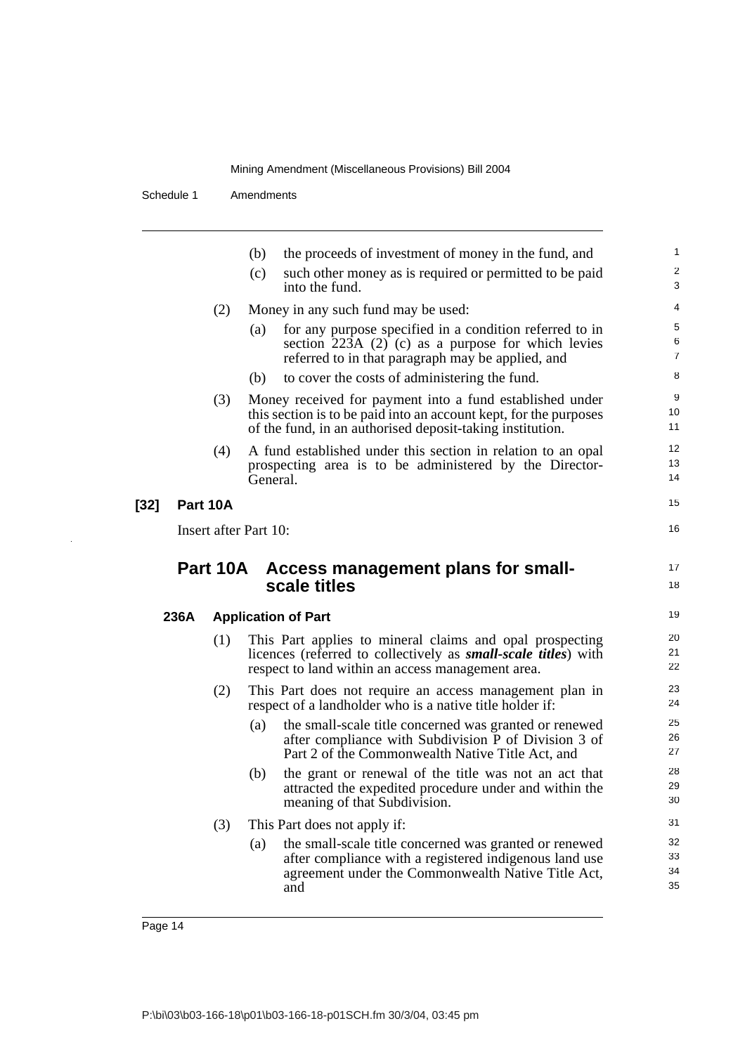(b) the proceeds of investment of money in the fund, and

(c) such other money as is required or permitted to be paid into the fund.

(2) Money in any such fund may be used:

(a) for any purpose specified in a condition referred to in section 223A (2) (c) as a purpose for which levies referred to in that paragraph may be applied, and

(b) to cover the costs of administering the fund.

(3) Money received for payment into a fund established under this section is to be paid into an account kept, for the purposes of the fund, in an authorised deposit-taking institution.

(4) A fund established under this section in relation to an opal prospecting area is to be administered by the Director-General.

**[32] Part 10A**

Insert after Part 10:

## Part 10A Access management plans for small-scale titles

### 236A Application of Part

(1) This Part applies to mineral claims and opal prospecting licences (referred to collectively as ***small-scale titles***) with respect to land within an access management area.

(2) This Part does not require an access management plan in respect of a landholder who is a native title holder if:

(a) the small-scale title concerned was granted or renewed after compliance with Subdivision P of Division 3 of Part 2 of the Commonwealth Native Title Act, and

(b) the grant or renewal of the title was not an act that attracted the expedited procedure under and within the meaning of that Subdivision.

(3) This Part does not apply if:

(a) the small-scale title concerned was granted or renewed after compliance with a registered indigenous land use agreement under the Commonwealth Native Title Act, and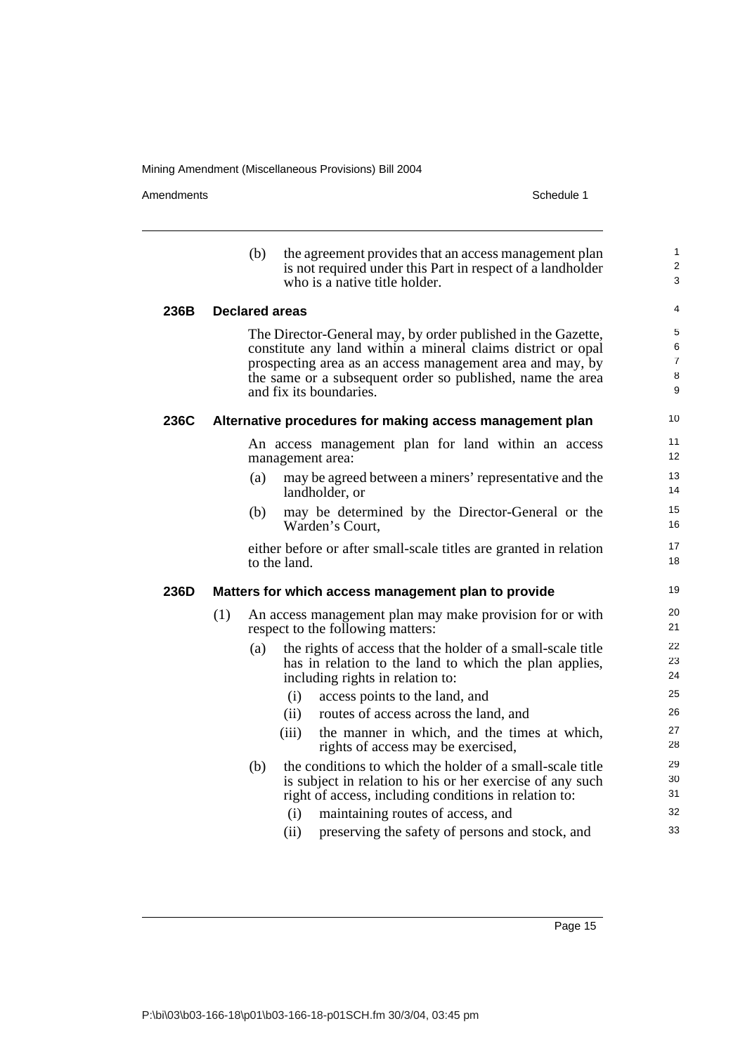(b) the agreement provides that an access management plan is not required under this Part in respect of a landholder who is a native title holder.

**236B Declared areas**

The Director-General may, by order published in the Gazette, constitute any land within a mineral claims district or opal prospecting area as an access management area and may, by the same or a subsequent order so published, name the area and fix its boundaries.

**236C Alternative procedures for making access management plan**

An access management plan for land within an access management area:

(a) may be agreed between a miners' representative and the landholder, or

(b) may be determined by the Director-General or the Warden's Court,

either before or after small-scale titles are granted in relation to the land.

**236D Matters for which access management plan to provide**

(1) An access management plan may make provision for or with respect to the following matters:

(a) the rights of access that the holder of a small-scale title has in relation to the land to which the plan applies, including rights in relation to:

(i) access points to the land, and

(ii) routes of access across the land, and

(iii) the manner in which, and the times at which, rights of access may be exercised,

(b) the conditions to which the holder of a small-scale title is subject in relation to his or her exercise of any such right of access, including conditions in relation to:

(i) maintaining routes of access, and

(ii) preserving the safety of persons and stock, and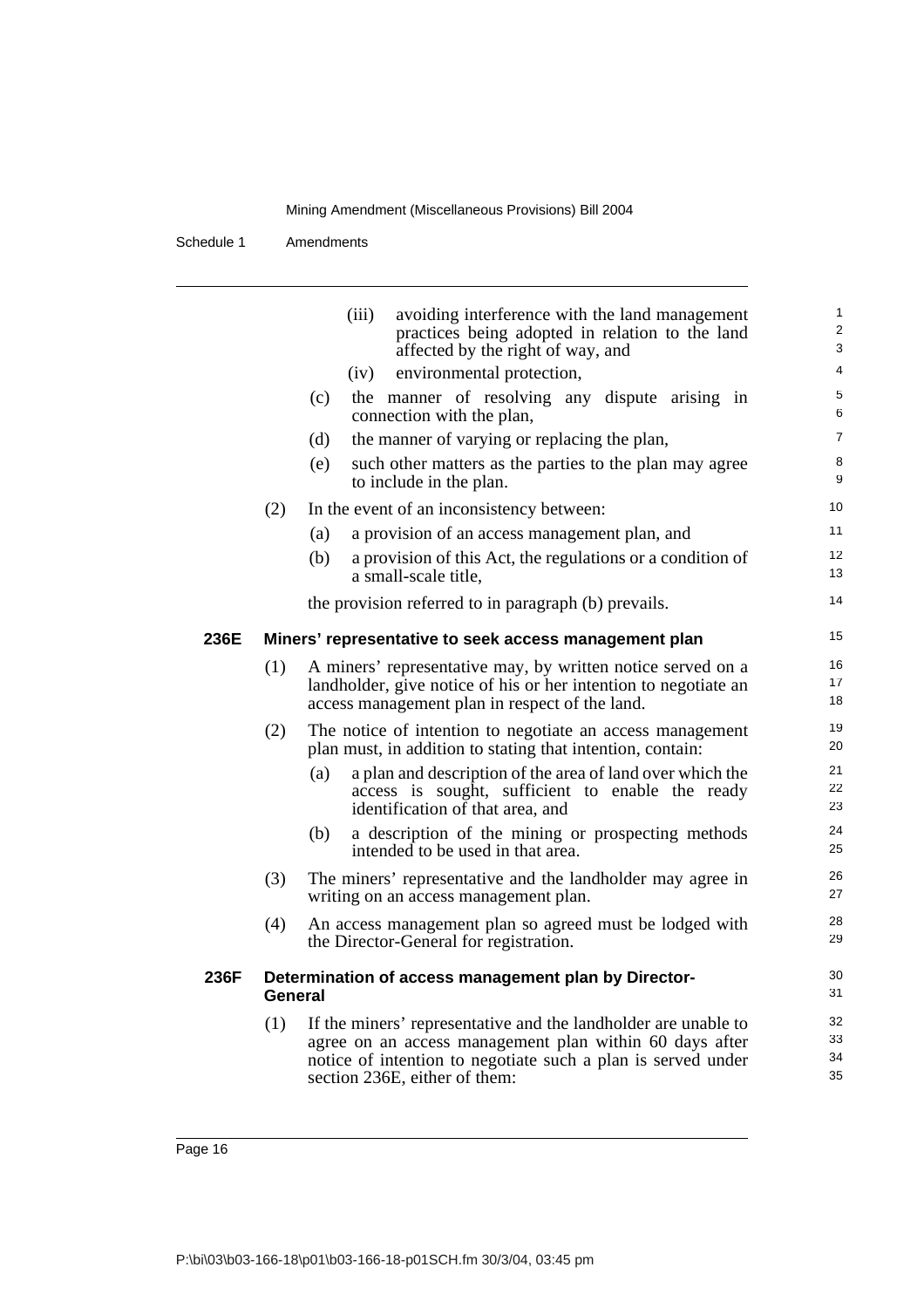(iii) avoiding interference with the land management practices being adopted in relation to the land affected by the right of way, and

(iv) environmental protection,

(c) the manner of resolving any dispute arising in connection with the plan,

(d) the manner of varying or replacing the plan,

(e) such other matters as the parties to the plan may agree to include in the plan.

(2) In the event of an inconsistency between:

(a) a provision of an access management plan, and

(b) a provision of this Act, the regulations or a condition of a small-scale title,

the provision referred to in paragraph (b) prevails.

**236E Miners' representative to seek access management plan**

(1) A miners' representative may, by written notice served on a landholder, give notice of his or her intention to negotiate an access management plan in respect of the land.

(2) The notice of intention to negotiate an access management plan must, in addition to stating that intention, contain:

(a) a plan and description of the area of land over which the access is sought, sufficient to enable the ready identification of that area, and

(b) a description of the mining or prospecting methods intended to be used in that area.

(3) The miners' representative and the landholder may agree in writing on an access management plan.

(4) An access management plan so agreed must be lodged with the Director-General for registration.

**236F Determination of access management plan by Director-General**

(1) If the miners' representative and the landholder are unable to agree on an access management plan within 60 days after notice of intention to negotiate such a plan is served under section 236E, either of them: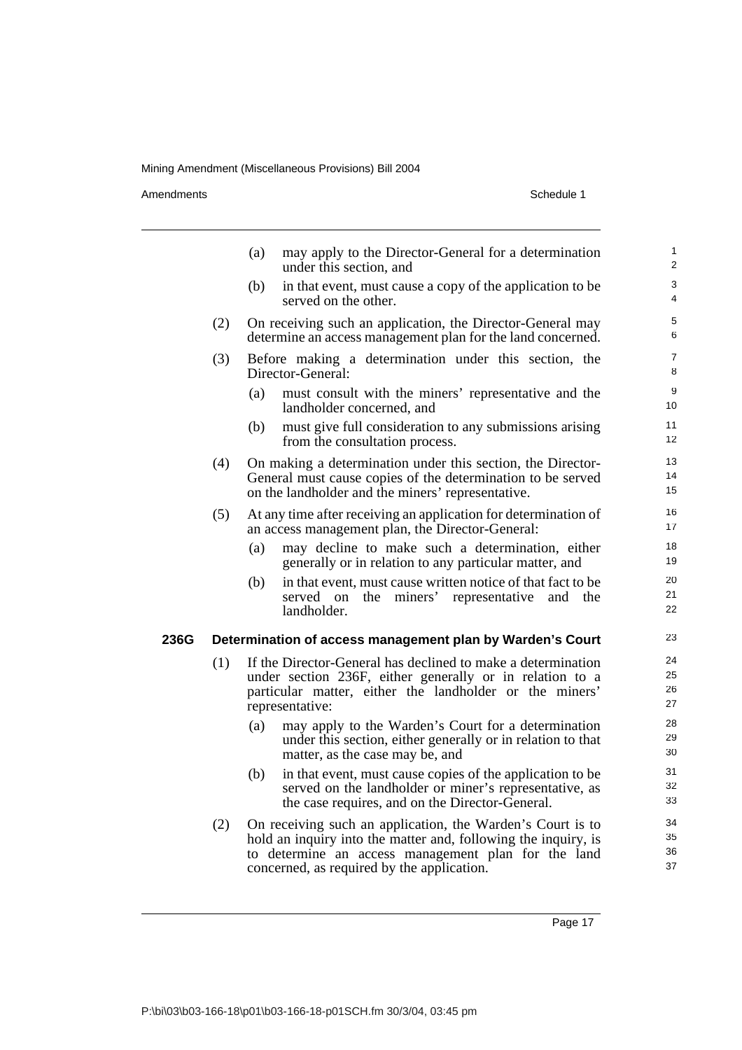(a) may apply to the Director-General for a determination under this section, and

(b) in that event, must cause a copy of the application to be served on the other.

(2) On receiving such an application, the Director-General may determine an access management plan for the land concerned.

(3) Before making a determination under this section, the Director-General:

(a) must consult with the miners' representative and the landholder concerned, and

(b) must give full consideration to any submissions arising from the consultation process.

(4) On making a determination under this section, the Director-General must cause copies of the determination to be served on the landholder and the miners' representative.

(5) At any time after receiving an application for determination of an access management plan, the Director-General:

(a) may decline to make such a determination, either generally or in relation to any particular matter, and

(b) in that event, must cause written notice of that fact to be served on the miners' representative and the landholder.

**236G Determination of access management plan by Warden's Court**

(1) If the Director-General has declined to make a determination under section 236F, either generally or in relation to a particular matter, either the landholder or the miners' representative:

(a) may apply to the Warden's Court for a determination under this section, either generally or in relation to that matter, as the case may be, and

(b) in that event, must cause copies of the application to be served on the landholder or miner's representative, as the case requires, and on the Director-General.

(2) On receiving such an application, the Warden's Court is to hold an inquiry into the matter and, following the inquiry, is to determine an access management plan for the land concerned, as required by the application.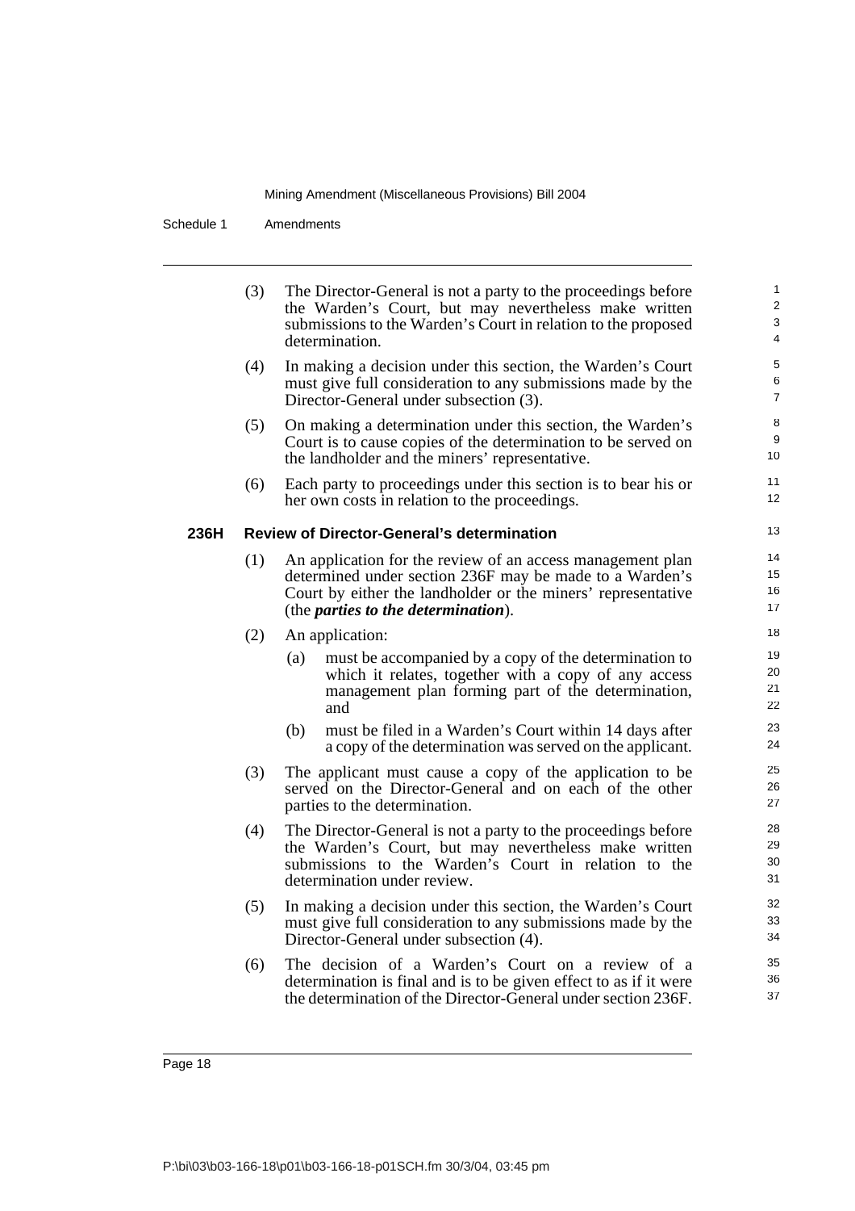(3) The Director-General is not a party to the proceedings before the Warden's Court, but may nevertheless make written submissions to the Warden's Court in relation to the proposed determination.

(4) In making a decision under this section, the Warden's Court must give full consideration to any submissions made by the Director-General under subsection (3).

(5) On making a determination under this section, the Warden's Court is to cause copies of the determination to be served on the landholder and the miners' representative.

(6) Each party to proceedings under this section is to bear his or her own costs in relation to the proceedings.

### 236H Review of Director-General's determination

(1) An application for the review of an access management plan determined under section 236F may be made to a Warden's Court by either the landholder or the miners' representative (the ***parties to the determination***).

(2) An application:

- (a) must be accompanied by a copy of the determination to which it relates, together with a copy of any access management plan forming part of the determination, and
- (b) must be filed in a Warden's Court within 14 days after a copy of the determination was served on the applicant.

(3) The applicant must cause a copy of the application to be served on the Director-General and on each of the other parties to the determination.

(4) The Director-General is not a party to the proceedings before the Warden's Court, but may nevertheless make written submissions to the Warden's Court in relation to the determination under review.

(5) In making a decision under this section, the Warden's Court must give full consideration to any submissions made by the Director-General under subsection (4).

(6) The decision of a Warden's Court on a review of a determination is final and is to be given effect to as if it were the determination of the Director-General under section 236F.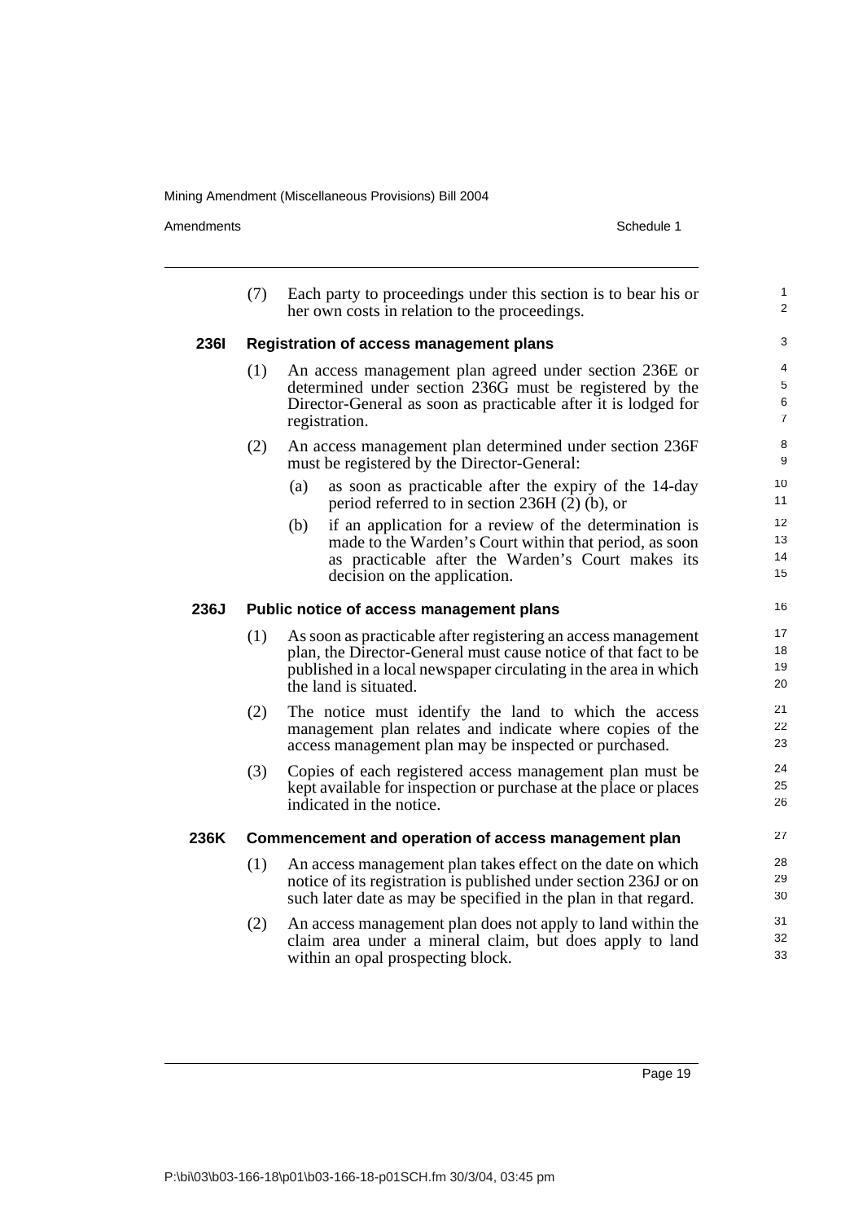(7) Each party to proceedings under this section is to bear his or her own costs in relation to the proceedings.

### 236I Registration of access management plans

(1) An access management plan agreed under section 236E or determined under section 236G must be registered by the Director-General as soon as practicable after it is lodged for registration.

(2) An access management plan determined under section 236F must be registered by the Director-General:

- (a) as soon as practicable after the expiry of the 14-day period referred to in section 236H (2) (b), or
- (b) if an application for a review of the determination is made to the Warden's Court within that period, as soon as practicable after the Warden's Court makes its decision on the application.

### 236J Public notice of access management plans

(1) As soon as practicable after registering an access management plan, the Director-General must cause notice of that fact to be published in a local newspaper circulating in the area in which the land is situated.

(2) The notice must identify the land to which the access management plan relates and indicate where copies of the access management plan may be inspected or purchased.

(3) Copies of each registered access management plan must be kept available for inspection or purchase at the place or places indicated in the notice.

### 236K Commencement and operation of access management plan

(1) An access management plan takes effect on the date on which notice of its registration is published under section 236J or on such later date as may be specified in the plan in that regard.

(2) An access management plan does not apply to land within the claim area under a mineral claim, but does apply to land within an opal prospecting block.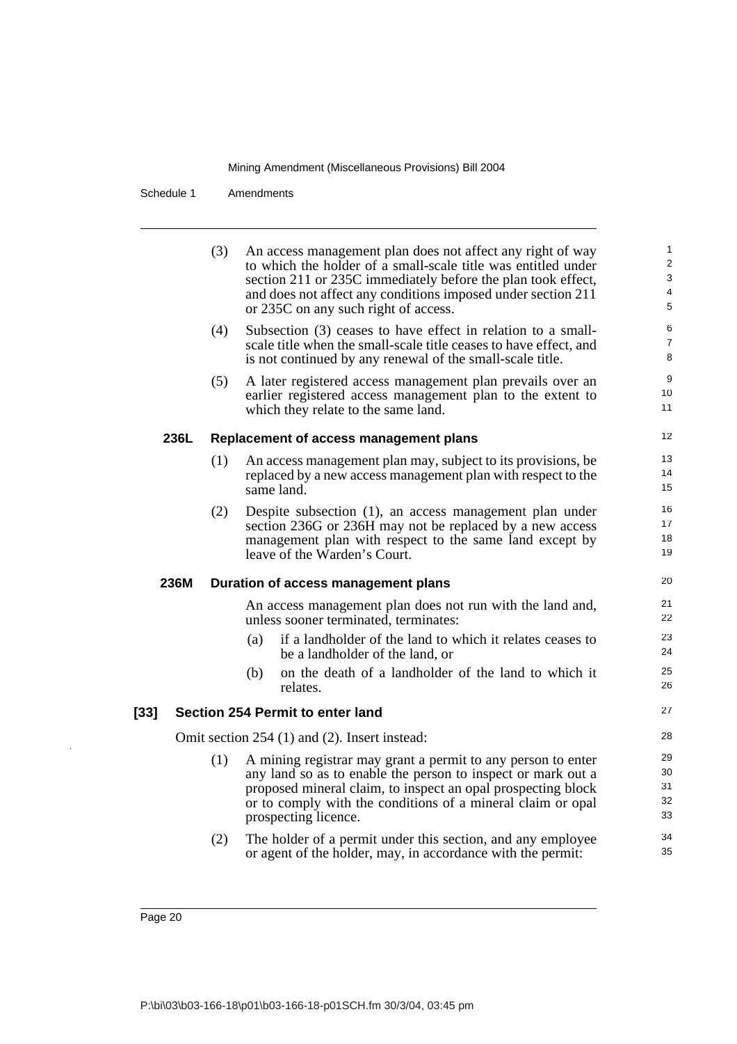(3) An access management plan does not affect any right of way to which the holder of a small-scale title was entitled under section 211 or 235C immediately before the plan took effect, and does not affect any conditions imposed under section 211 or 235C on any such right of access.

(4) Subsection (3) ceases to have effect in relation to a small-scale title when the small-scale title ceases to have effect, and is not continued by any renewal of the small-scale title.

(5) A later registered access management plan prevails over an earlier registered access management plan to the extent to which they relate to the same land.

**236L Replacement of access management plans**

(1) An access management plan may, subject to its provisions, be replaced by a new access management plan with respect to the same land.

(2) Despite subsection (1), an access management plan under section 236G or 236H may not be replaced by a new access management plan with respect to the same land except by leave of the Warden's Court.

**236M Duration of access management plans**

An access management plan does not run with the land and, unless sooner terminated, terminates:

(a) if a landholder of the land to which it relates ceases to be a landholder of the land, or

(b) on the death of a landholder of the land to which it relates.

**[33] Section 254 Permit to enter land**

Omit section 254 (1) and (2). Insert instead:

(1) A mining registrar may grant a permit to any person to enter any land so as to enable the person to inspect or mark out a proposed mineral claim, to inspect an opal prospecting block or to comply with the conditions of a mineral claim or opal prospecting licence.

(2) The holder of a permit under this section, and any employee or agent of the holder, may, in accordance with the permit: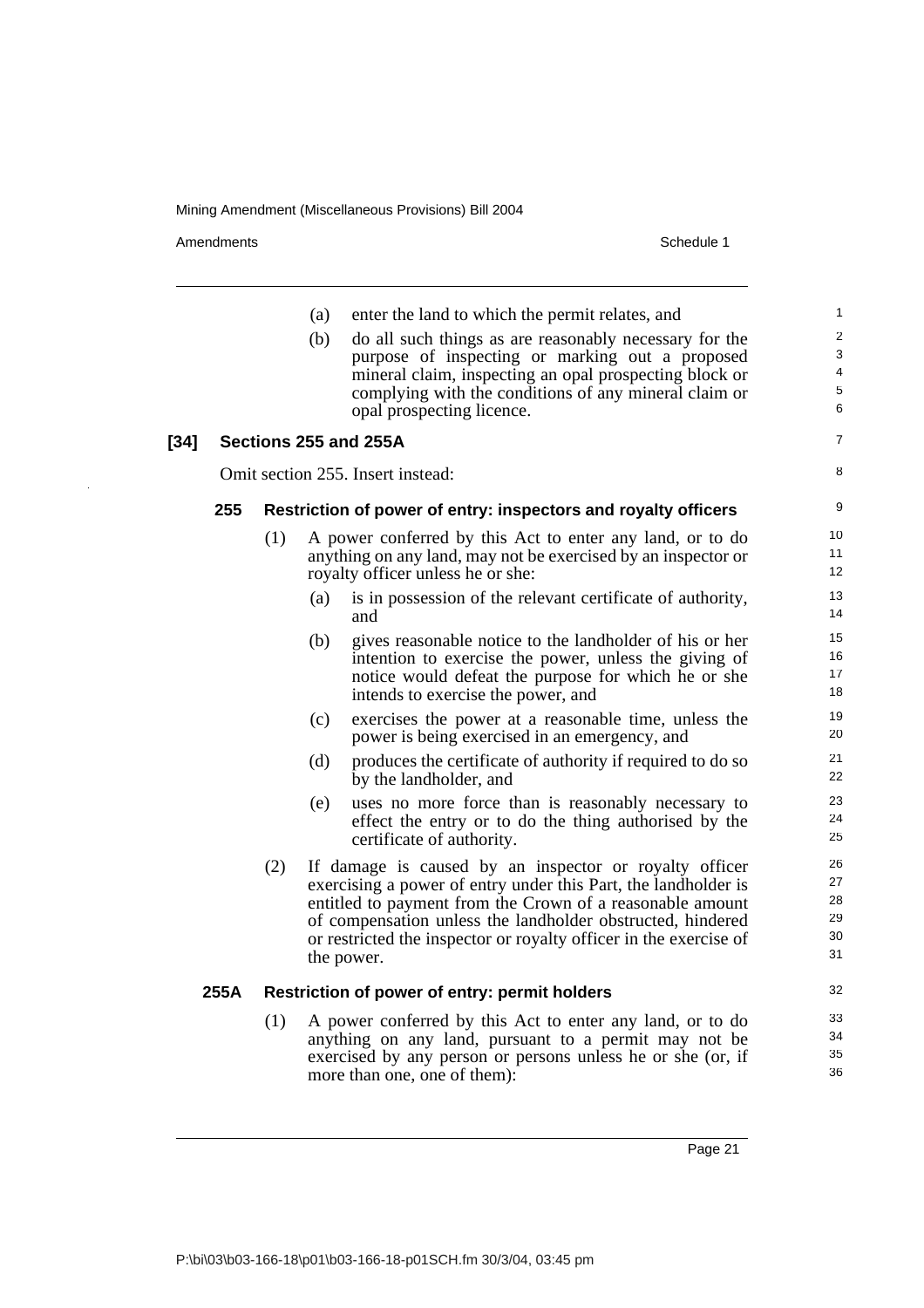(a) enter the land to which the permit relates, and

(b) do all such things as are reasonably necessary for the purpose of inspecting or marking out a proposed mineral claim, inspecting an opal prospecting block or complying with the conditions of any mineral claim or opal prospecting licence.

**[34] Sections 255 and 255A**

Omit section 255. Insert instead:

**255 Restriction of power of entry: inspectors and royalty officers**

(1) A power conferred by this Act to enter any land, or to do anything on any land, may not be exercised by an inspector or royalty officer unless he or she:

(a) is in possession of the relevant certificate of authority, and

(b) gives reasonable notice to the landholder of his or her intention to exercise the power, unless the giving of notice would defeat the purpose for which he or she intends to exercise the power, and

(c) exercises the power at a reasonable time, unless the power is being exercised in an emergency, and

(d) produces the certificate of authority if required to do so by the landholder, and

(e) uses no more force than is reasonably necessary to effect the entry or to do the thing authorised by the certificate of authority.

(2) If damage is caused by an inspector or royalty officer exercising a power of entry under this Part, the landholder is entitled to payment from the Crown of a reasonable amount of compensation unless the landholder obstructed, hindered or restricted the inspector or royalty officer in the exercise of the power.

**255A Restriction of power of entry: permit holders**

(1) A power conferred by this Act to enter any land, or to do anything on any land, pursuant to a permit may not be exercised by any person or persons unless he or she (or, if more than one, one of them):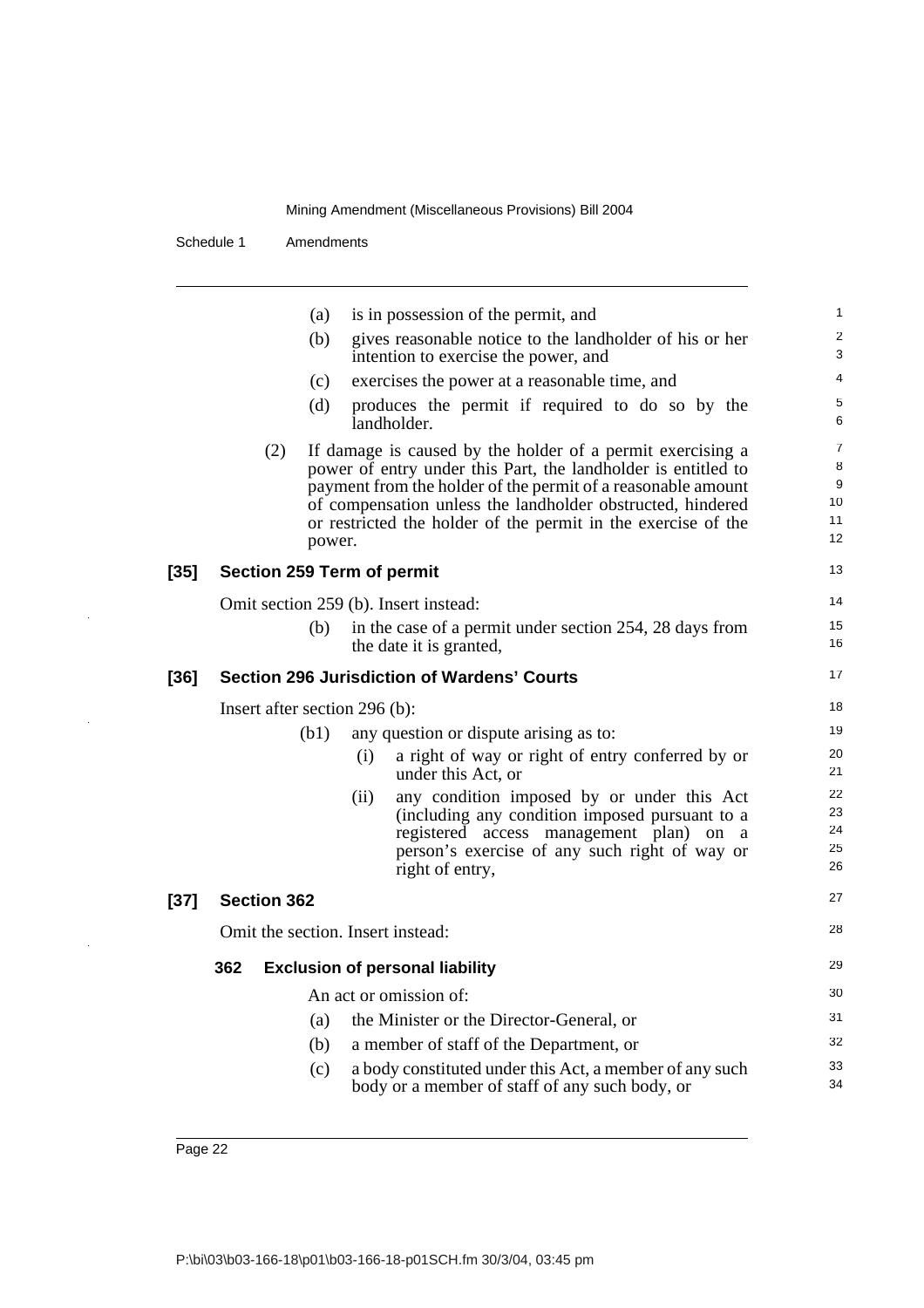(a) is in possession of the permit, and

(b) gives reasonable notice to the landholder of his or her intention to exercise the power, and

(c) exercises the power at a reasonable time, and

(d) produces the permit if required to do so by the landholder.

(2) If damage is caused by the holder of a permit exercising a power of entry under this Part, the landholder is entitled to payment from the holder of the permit of a reasonable amount of compensation unless the landholder obstructed, hindered or restricted the holder of the permit in the exercise of the power.

### [35] Section 259 Term of permit

Omit section 259 (b). Insert instead:

(b) in the case of a permit under section 254, 28 days from the date it is granted,

### [36] Section 296 Jurisdiction of Wardens' Courts

Insert after section 296 (b):

(b1) any question or dispute arising as to:

(i) a right of way or right of entry conferred by or under this Act, or

(ii) any condition imposed by or under this Act (including any condition imposed pursuant to a registered access management plan) on a person's exercise of any such right of way or right of entry,

### [37] Section 362

Omit the section. Insert instead:

#### 362 Exclusion of personal liability

An act or omission of:

(a) the Minister or the Director-General, or

(b) a member of staff of the Department, or

(c) a body constituted under this Act, a member of any such body or a member of staff of any such body, or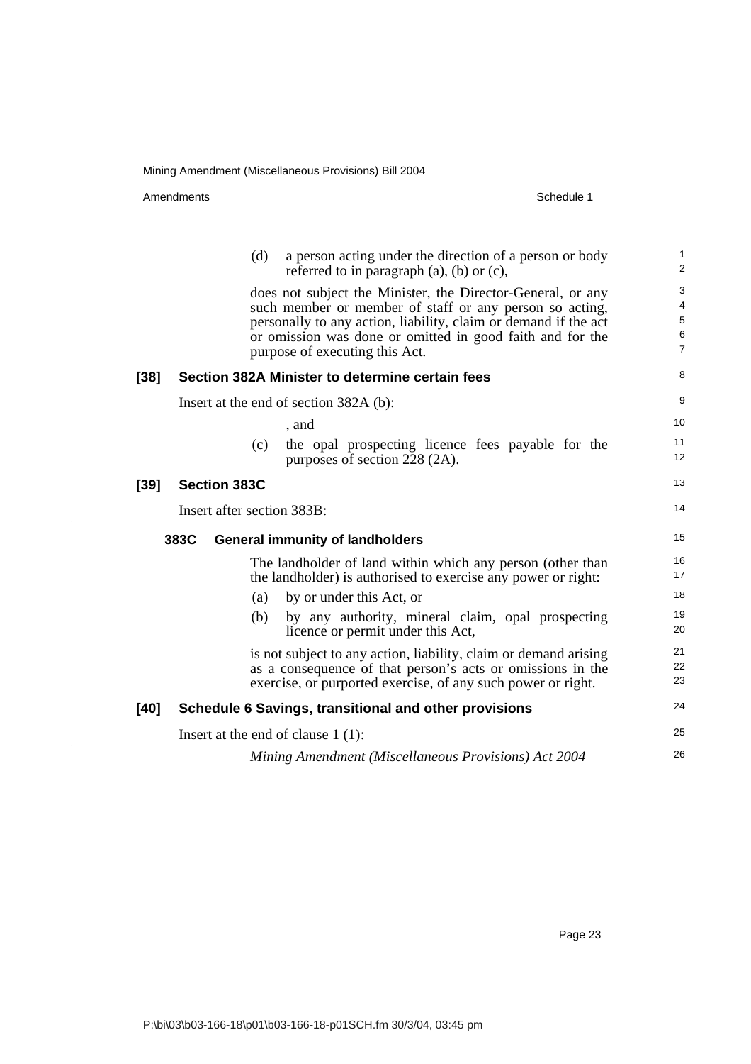(d) a person acting under the direction of a person or body referred to in paragraph (a), (b) or (c),

does not subject the Minister, the Director-General, or any such member or member of staff or any person so acting, personally to any action, liability, claim or demand if the act or omission was done or omitted in good faith and for the purpose of executing this Act.

### [38] Section 382A Minister to determine certain fees

Insert at the end of section 382A (b):

, and

(c) the opal prospecting licence fees payable for the purposes of section 228 (2A).

### [39] Section 383C

Insert after section 383B:

#### 383C General immunity of landholders

The landholder of land within which any person (other than the landholder) is authorised to exercise any power or right:

(a) by or under this Act, or

(b) by any authority, mineral claim, opal prospecting licence or permit under this Act,

is not subject to any action, liability, claim or demand arising as a consequence of that person's acts or omissions in the exercise, or purported exercise, of any such power or right.

### [40] Schedule 6 Savings, transitional and other provisions

Insert at the end of clause 1 (1):

*Mining Amendment (Miscellaneous Provisions) Act 2004*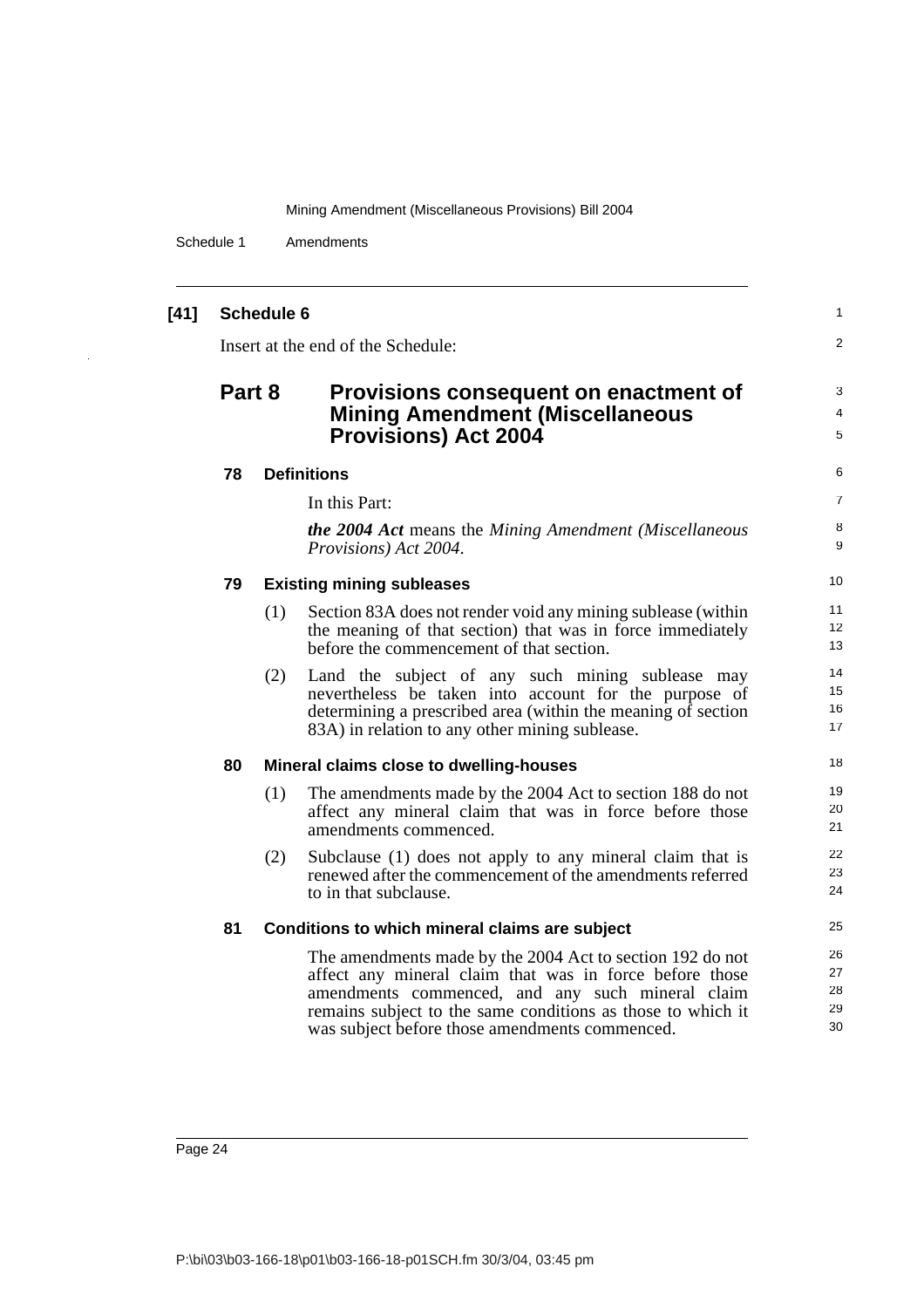**[41] Schedule 6**

Insert at the end of the Schedule:

## Part 8 Provisions consequent on enactment of Mining Amendment (Miscellaneous Provisions) Act 2004

### 78 Definitions

In this Part:

***the 2004 Act*** means the *Mining Amendment (Miscellaneous Provisions) Act 2004*.

### 79 Existing mining subleases

(1) Section 83A does not render void any mining sublease (within the meaning of that section) that was in force immediately before the commencement of that section.

(2) Land the subject of any such mining sublease may nevertheless be taken into account for the purpose of determining a prescribed area (within the meaning of section 83A) in relation to any other mining sublease.

### 80 Mineral claims close to dwelling-houses

(1) The amendments made by the 2004 Act to section 188 do not affect any mineral claim that was in force before those amendments commenced.

(2) Subclause (1) does not apply to any mineral claim that is renewed after the commencement of the amendments referred to in that subclause.

### 81 Conditions to which mineral claims are subject

The amendments made by the 2004 Act to section 192 do not affect any mineral claim that was in force before those amendments commenced, and any such mineral claim remains subject to the same conditions as those to which it was subject before those amendments commenced.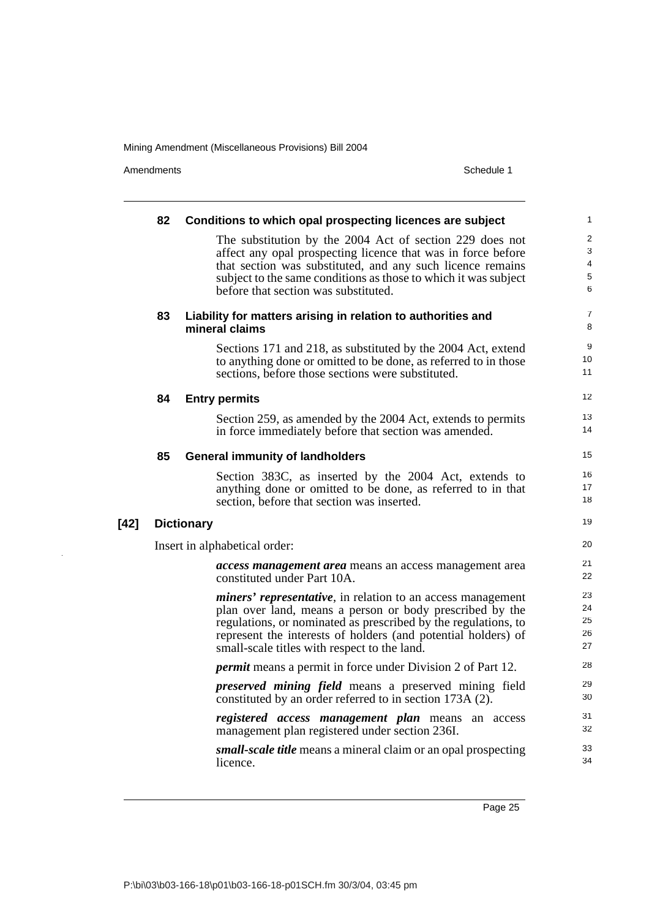**82 Conditions to which opal prospecting licences are subject**

The substitution by the 2004 Act of section 229 does not affect any opal prospecting licence that was in force before that section was substituted, and any such licence remains subject to the same conditions as those to which it was subject before that section was substituted.

**83 Liability for matters arising in relation to authorities and mineral claims**

Sections 171 and 218, as substituted by the 2004 Act, extend to anything done or omitted to be done, as referred to in those sections, before those sections were substituted.

**84 Entry permits**

Section 259, as amended by the 2004 Act, extends to permits in force immediately before that section was amended.

**85 General immunity of landholders**

Section 383C, as inserted by the 2004 Act, extends to anything done or omitted to be done, as referred to in that section, before that section was inserted.

**[42] Dictionary**

Insert in alphabetical order:

***access management area*** means an access management area constituted under Part 10A.

***miners' representative***, in relation to an access management plan over land, means a person or body prescribed by the regulations, or nominated as prescribed by the regulations, to represent the interests of holders (and potential holders) of small-scale titles with respect to the land.

***permit*** means a permit in force under Division 2 of Part 12.

***preserved mining field*** means a preserved mining field constituted by an order referred to in section 173A (2).

***registered access management plan*** means an access management plan registered under section 236I.

***small-scale title*** means a mineral claim or an opal prospecting licence.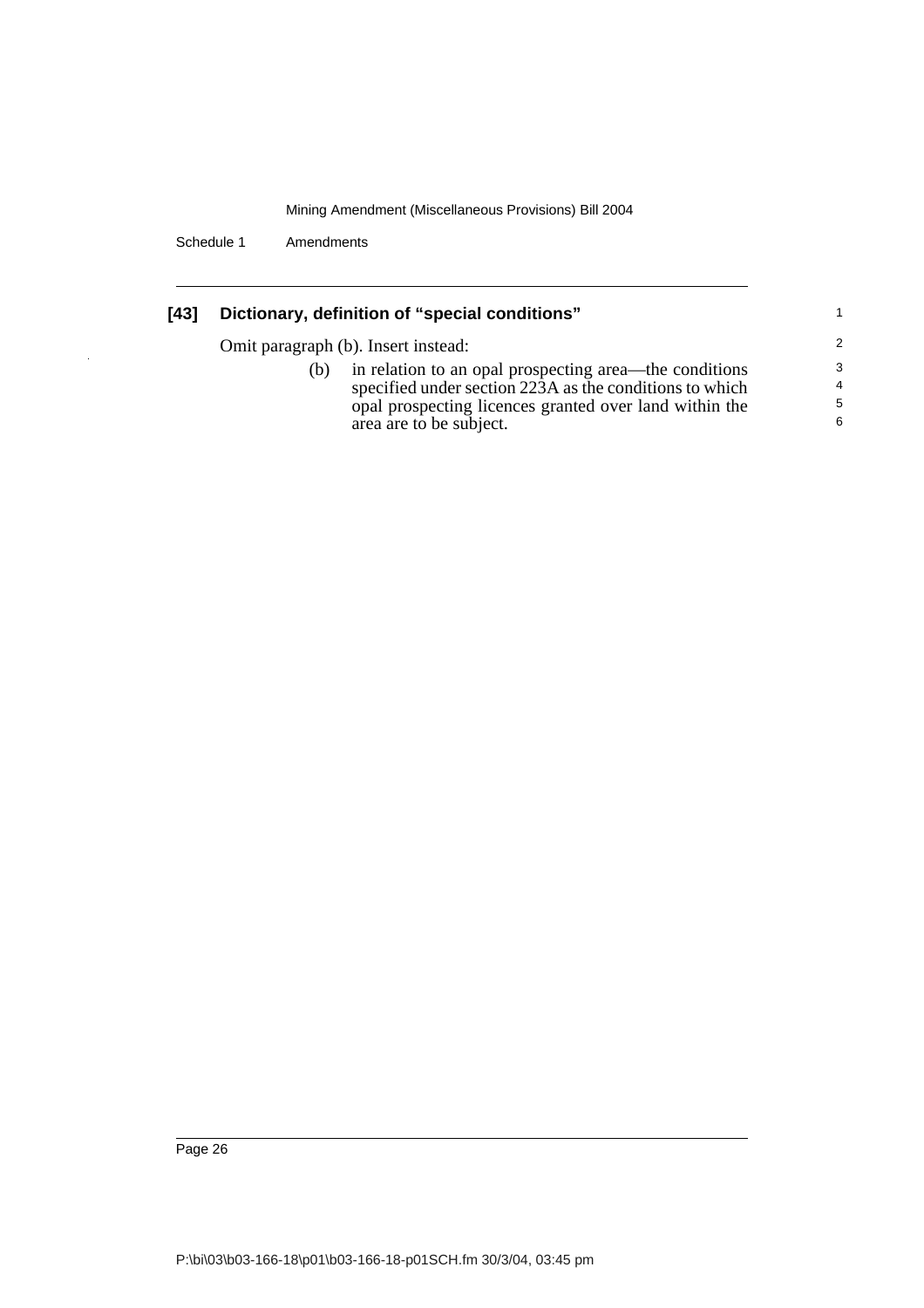### [43] Dictionary, definition of "special conditions"

Omit paragraph (b). Insert instead:

(b) in relation to an opal prospecting area—the conditions specified under section 223A as the conditions to which opal prospecting licences granted over land within the area are to be subject.